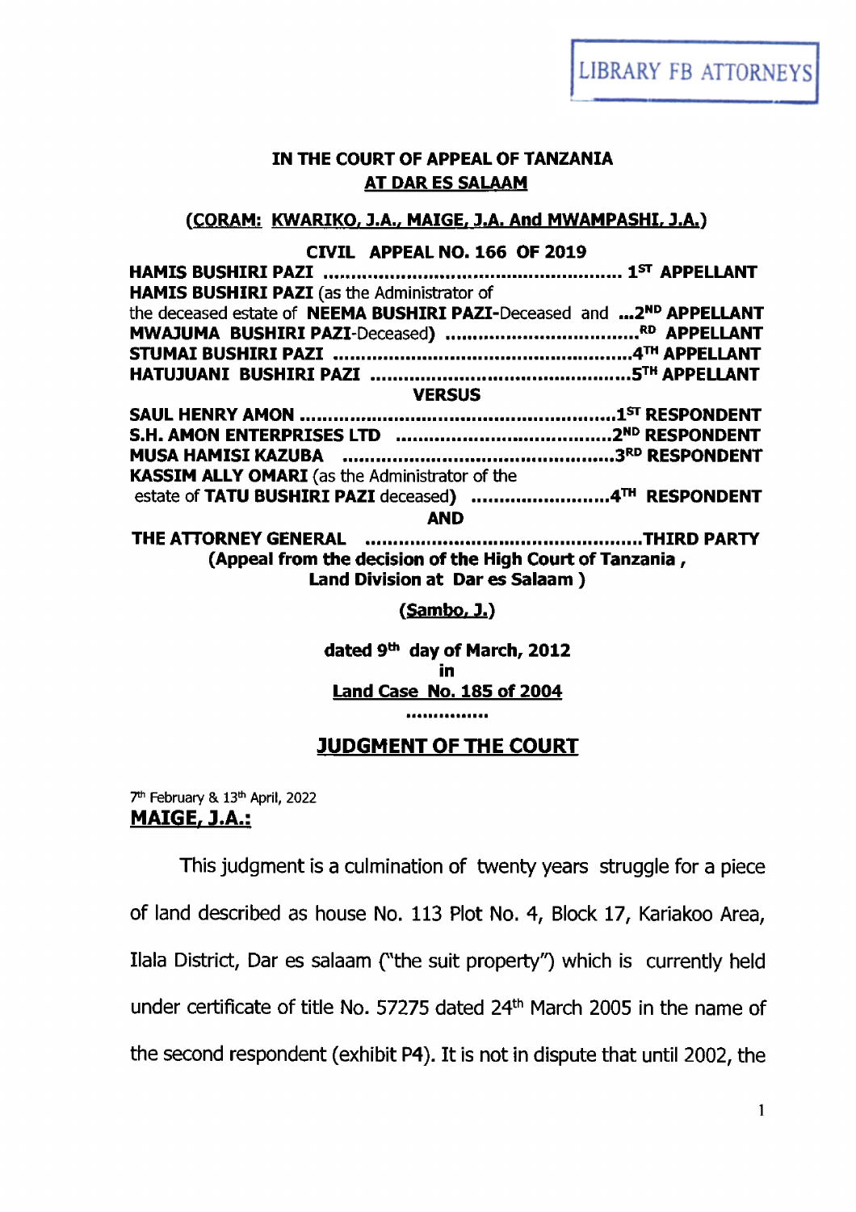LIBRARY FB ATTORNEYS

**IN THE COURT OF APPEAL OF TANZANIA**
**AT DAR ES SALAAM**

**(CORAM: KWARIKO, J.A., MAIGE, J.A. And MWAMPASHI, J.A.)**

**CIVIL APPEAL NO. 166 OF 2019**

**HAMIS BUSHIRI PAZI** ........................................................ **1ST APPELLANT**
**HAMIS BUSHIRI PAZI** (as the Administrator of
the deceased estate of **NEEMA BUSHIRI PAZI**-Deceased and ...**2ND APPELLANT**
**MWAJUMA BUSHIRI PAZI**-Deceased) ....................................**RD APPELLANT**
**STUMAI BUSHIRI PAZI** ......................................................**4TH APPELLANT**
**HATUJUANI BUSHIRI PAZI** ...............................................**5TH APPELLANT**

**VERSUS**

**SAUL HENRY AMON** ..........................................................**1ST RESPONDENT**
**S.H. AMON ENTERPRISES LTD** .......................................**2ND RESPONDENT**
**MUSA HAMISI KAZUBA** .................................................**3RD RESPONDENT**
**KASSIM ALLY OMARI** (as the Administrator of the
estate of **TATU BUSHIRI PAZI** deceased) ...........................**4TH RESPONDENT**

**AND**

**THE ATTORNEY GENERAL** ..................................................**THIRD PARTY**

**(Appeal from the decision of the High Court of Tanzania, Land Division at Dar es Salaam )**

**(Sambo, J.)**

**dated 9th day of March, 2012**
**in**
**Land Case No. 185 of 2004**

...............

## JUDGMENT OF THE COURT

7th February & 13th April, 2022

**MAIGE, J.A.:**

This judgment is a culmination of twenty years struggle for a piece of land described as house No. 113 Plot No. 4, Block 17, Kariakoo Area, Ilala District, Dar es salaam ("the suit property") which is currently held under certificate of title No. 57275 dated 24th March 2005 in the name of the second respondent (exhibit P4). It is not in dispute that until 2002, the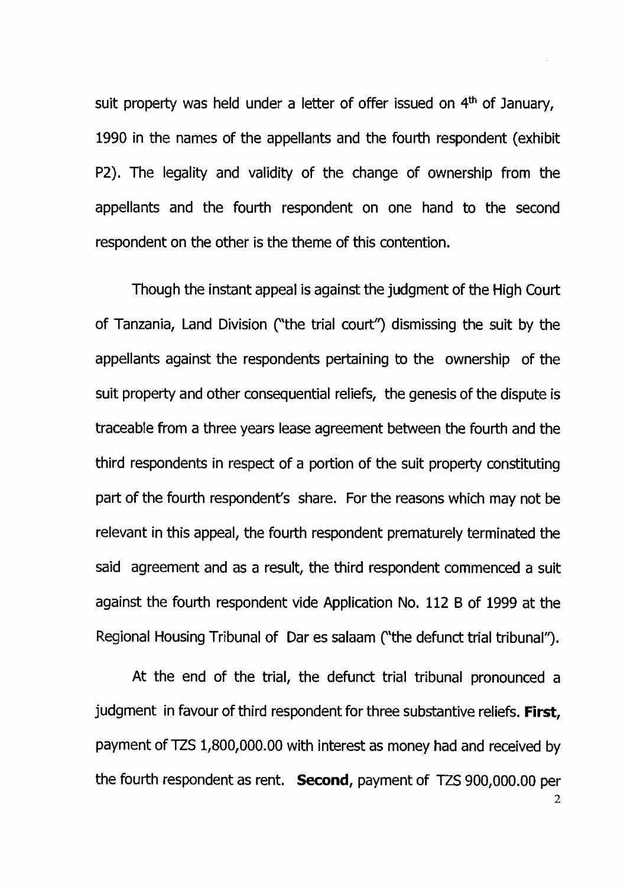suit property was held under a letter of offer issued on 4th of January, 1990 in the names of the appellants and the fourth respondent (exhibit P2). The legality and validity of the change of ownership from the appellants and the fourth respondent on one hand to the second respondent on the other is the theme of this contention.

Though the instant appeal is against the judgment of the High Court of Tanzania, Land Division ("the trial court") dismissing the suit by the appellants against the respondents pertaining to the ownership of the suit property and other consequential reliefs, the genesis of the dispute is traceable from a three years lease agreement between the fourth and the third respondents in respect of a portion of the suit property constituting part of the fourth respondent's share. For the reasons which may not be relevant in this appeal, the fourth respondent prematurely terminated the said agreement and as a result, the third respondent commenced a suit against the fourth respondent vide Application No. 112 B of 1999 at the Regional Housing Tribunal of Dar es salaam ("the defunct trial tribunal").

At the end of the trial, the defunct trial tribunal pronounced a judgment in favour of third respondent for three substantive reliefs. **First**, payment of TZS 1,800,000.00 with interest as money had and received by the fourth respondent as rent. **Second**, payment of TZS 900,000.00 per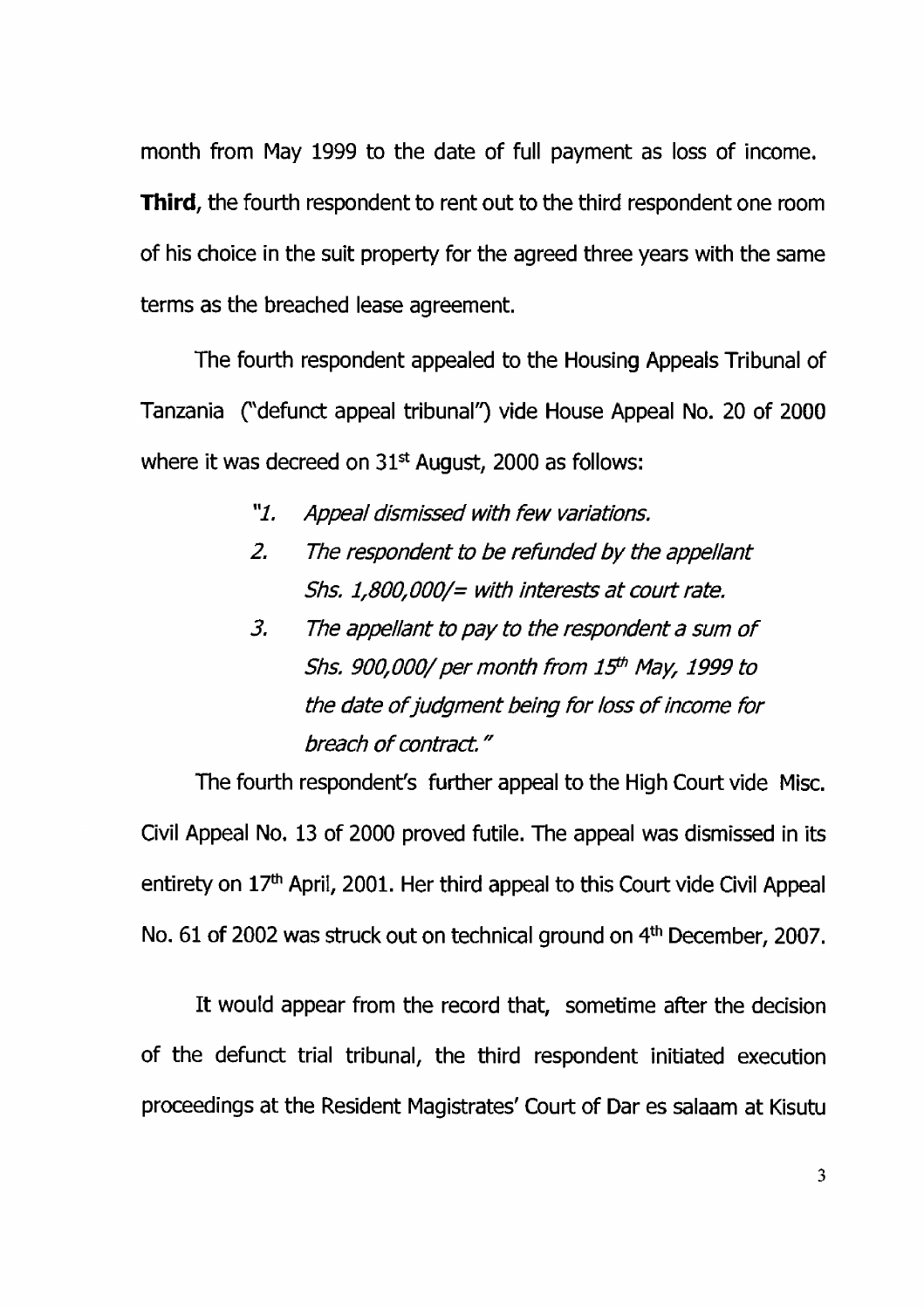month from May 1999 to the date of full payment as loss of income. **Third**, the fourth respondent to rent out to the third respondent one room of his choice in the suit property for the agreed three years with the same terms as the breached lease agreement.

The fourth respondent appealed to the Housing Appeals Tribunal of Tanzania ("defunct appeal tribunal") vide House Appeal No. 20 of 2000 where it was decreed on 31st August, 2000 as follows:

> *"1. Appeal dismissed with few variations.*
>
> *2. The respondent to be refunded by the appellant Shs. 1,800,000/= with interests at court rate.*
>
> *3. The appellant to pay to the respondent a sum of Shs. 900,000/ per month from 15th May, 1999 to the date of judgment being for loss of income for breach of contract."*

The fourth respondent's further appeal to the High Court vide Misc. Civil Appeal No. 13 of 2000 proved futile. The appeal was dismissed in its entirety on 17th April, 2001. Her third appeal to this Court vide Civil Appeal No. 61 of 2002 was struck out on technical ground on 4th December, 2007.

It would appear from the record that, sometime after the decision of the defunct trial tribunal, the third respondent initiated execution proceedings at the Resident Magistrates' Court of Dar es salaam at Kisutu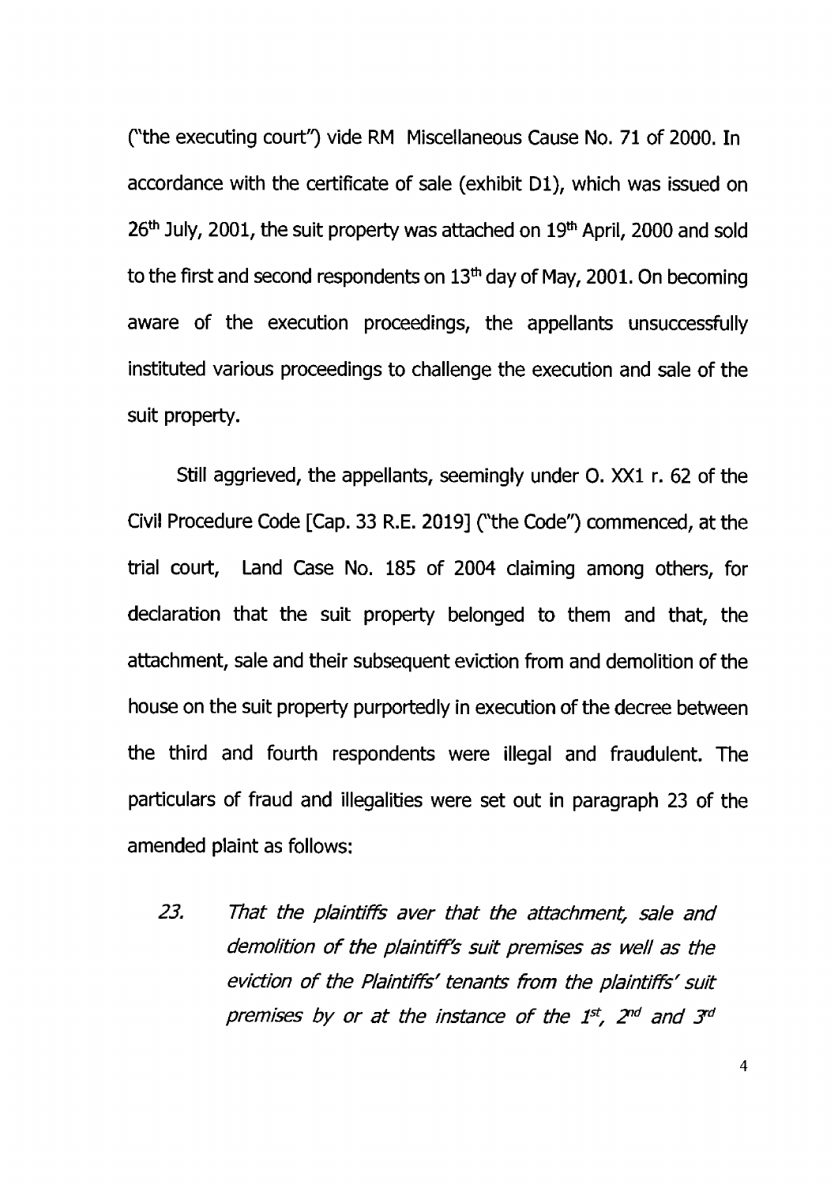("the executing court") vide RM Miscellaneous Cause No. 71 of 2000. In accordance with the certificate of sale (exhibit D1), which was issued on 26th July, 2001, the suit property was attached on 19th April, 2000 and sold to the first and second respondents on 13th day of May, 2001. On becoming aware of the execution proceedings, the appellants unsuccessfully instituted various proceedings to challenge the execution and sale of the suit property.

Still aggrieved, the appellants, seemingly under O. XX1 r. 62 of the Civil Procedure Code [Cap. 33 R.E. 2019] ("the Code") commenced, at the trial court, Land Case No. 185 of 2004 claiming among others, for declaration that the suit property belonged to them and that, the attachment, sale and their subsequent eviction from and demolition of the house on the suit property purportedly in execution of the decree between the third and fourth respondents were illegal and fraudulent. The particulars of fraud and illegalities were set out in paragraph 23 of the amended plaint as follows:

> 23. *That the plaintiffs aver that the attachment, sale and demolition of the plaintiff's suit premises as well as the eviction of the Plaintiffs' tenants from the plaintiffs' suit premises by or at the instance of the 1st, 2nd and 3rd*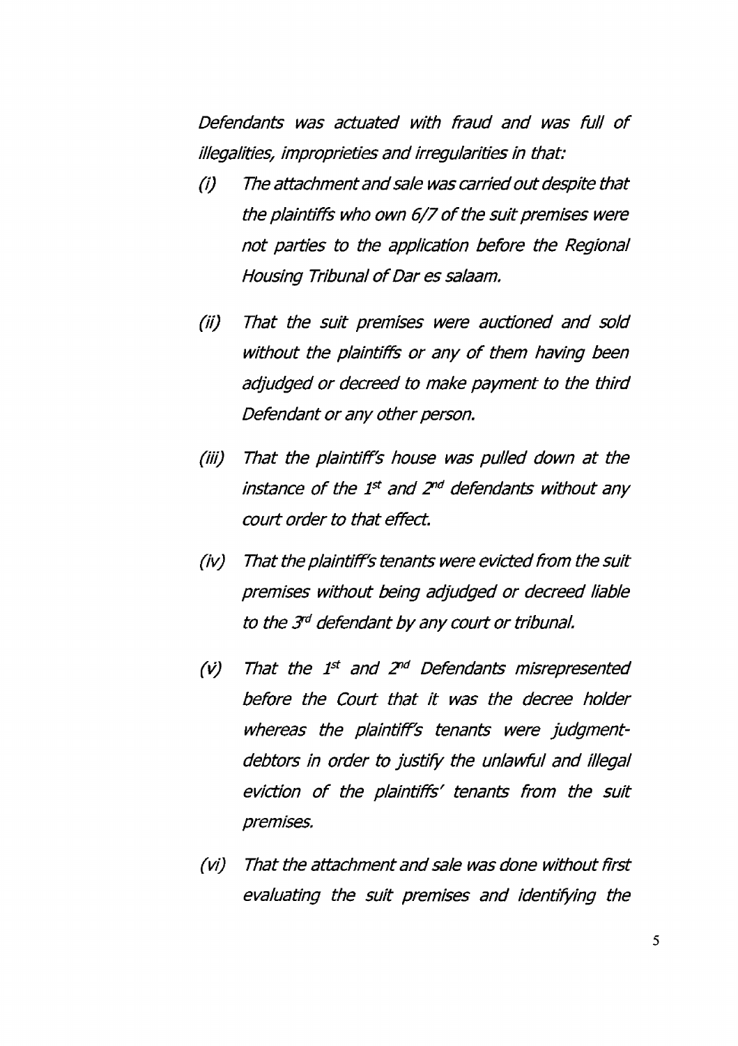*Defendants was actuated with fraud and was full of illegalities, improprieties and irregularities in that:*

*(i) The attachment and sale was carried out despite that the plaintiffs who own 6/7 of the suit premises were not parties to the application before the Regional Housing Tribunal of Dar es salaam.*

*(ii) That the suit premises were auctioned and sold without the plaintiffs or any of them having been adjudged or decreed to make payment to the third Defendant or any other person.*

*(iii) That the plaintiff's house was pulled down at the instance of the 1st and 2nd defendants without any court order to that effect.*

*(iv) That the plaintiff's tenants were evicted from the suit premises without being adjudged or decreed liable to the 3rd defendant by any court or tribunal.*

*(v) That the 1st and 2nd Defendants misrepresented before the Court that it was the decree holder whereas the plaintiff's tenants were judgment-debtors in order to justify the unlawful and illegal eviction of the plaintiffs' tenants from the suit premises.*

*(vi) That the attachment and sale was done without first evaluating the suit premises and identifying the*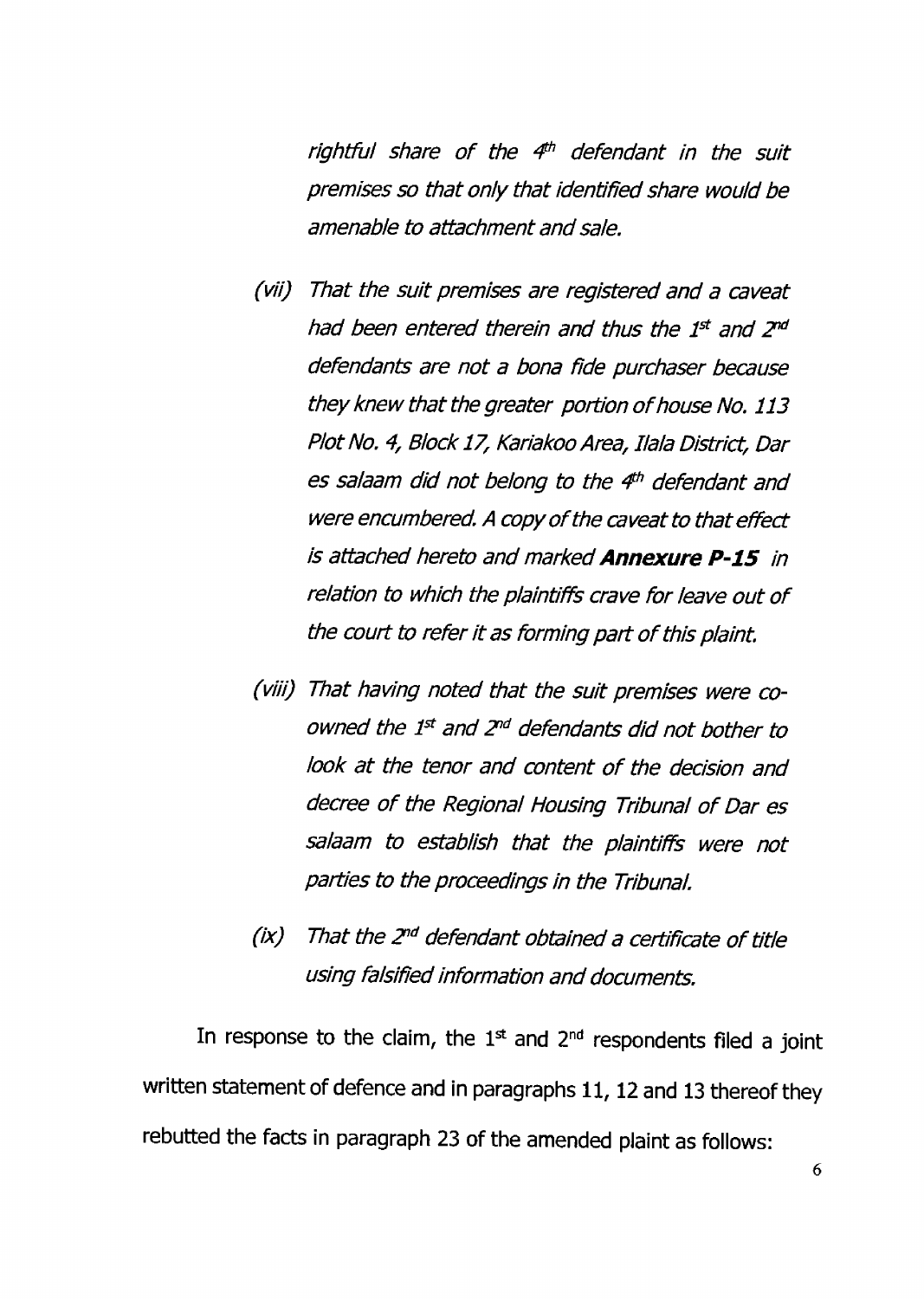*rightful share of the 4th defendant in the suit premises so that only that identified share would be amenable to attachment and sale.*

*(vii) That the suit premises are registered and a caveat had been entered therein and thus the 1st and 2nd defendants are not a bona fide purchaser because they knew that the greater portion of house No. 113 Plot No. 4, Block 17, Kariakoo Area, Ilala District, Dar es salaam did not belong to the 4th defendant and were encumbered. A copy of the caveat to that effect is attached hereto and marked* ***Annexure P-15*** *in relation to which the plaintiffs crave for leave out of the court to refer it as forming part of this plaint.*

*(viii) That having noted that the suit premises were co-owned the 1st and 2nd defendants did not bother to look at the tenor and content of the decision and decree of the Regional Housing Tribunal of Dar es salaam to establish that the plaintiffs were not parties to the proceedings in the Tribunal.*

*(ix) That the 2nd defendant obtained a certificate of title using falsified information and documents.*

In response to the claim, the 1st and 2nd respondents filed a joint written statement of defence and in paragraphs 11, 12 and 13 thereof they rebutted the facts in paragraph 23 of the amended plaint as follows: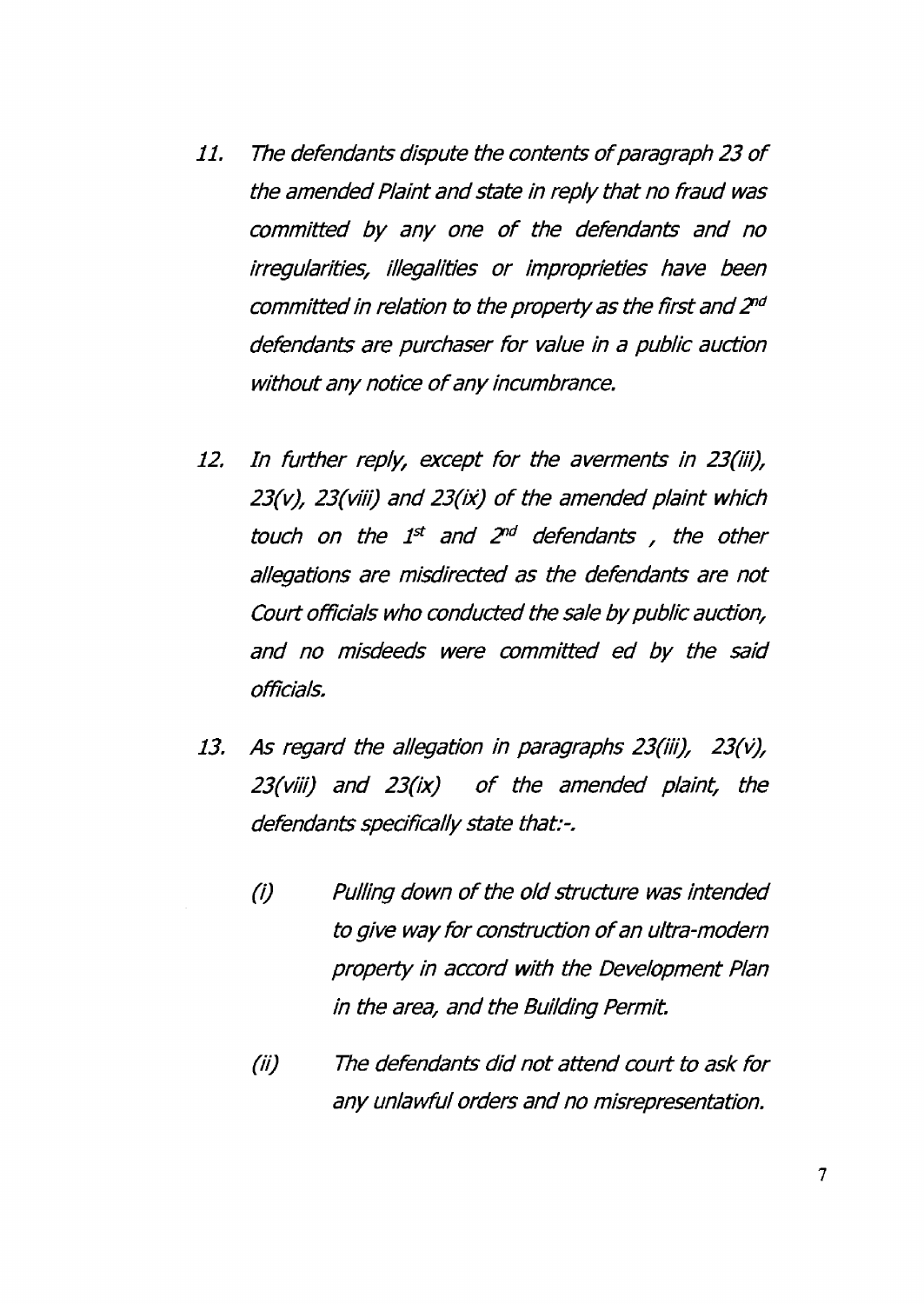11. *The defendants dispute the contents of paragraph 23 of the amended Plaint and state in reply that no fraud was committed by any one of the defendants and no irregularities, illegalities or improprieties have been committed in relation to the property as the first and 2nd defendants are purchaser for value in a public auction without any notice of any incumbrance.*

12. *In further reply, except for the averments in 23(iii), 23(v), 23(viii) and 23(ix) of the amended plaint which touch on the 1st and 2nd defendants , the other allegations are misdirected as the defendants are not Court officials who conducted the sale by public auction, and no misdeeds were committed ed by the said officials.*

13. *As regard the allegation in paragraphs 23(iii), 23(v), 23(viii) and 23(ix) of the amended plaint, the defendants specifically state that:-.*

    (i) *Pulling down of the old structure was intended to give way for construction of an ultra-modern property in accord with the Development Plan in the area, and the Building Permit.*

    (ii) *The defendants did not attend court to ask for any unlawful orders and no misrepresentation.*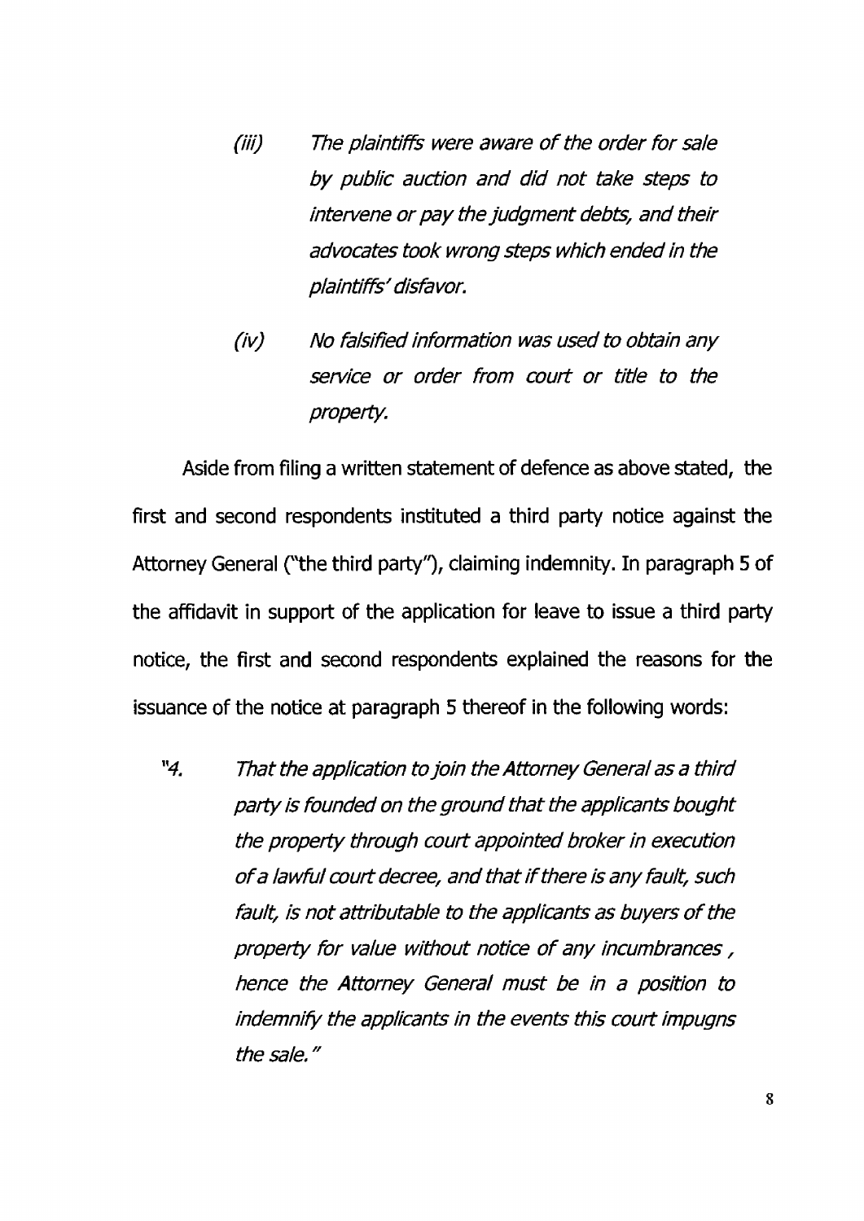*(iii) The plaintiffs were aware of the order for sale by public auction and did not take steps to intervene or pay the judgment debts, and their advocates took wrong steps which ended in the plaintiffs' disfavor.*

*(iv) No falsified information was used to obtain any service or order from court or title to the property.*

Aside from filing a written statement of defence as above stated, the first and second respondents instituted a third party notice against the Attorney General ("the third party"), claiming indemnity. In paragraph 5 of the affidavit in support of the application for leave to issue a third party notice, the first and second respondents explained the reasons for the issuance of the notice at paragraph 5 thereof in the following words:

> "4. *That the application to join the Attorney General as a third party is founded on the ground that the applicants bought the property through court appointed broker in execution of a lawful court decree, and that if there is any fault, such fault, is not attributable to the applicants as buyers of the property for value without notice of any incumbrances , hence the Attorney General must be in a position to indemnify the applicants in the events this court impugns the sale."*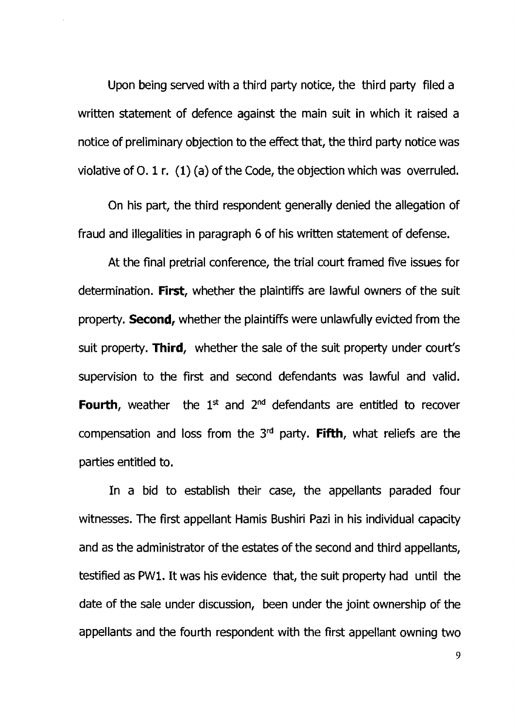Upon being served with a third party notice, the third party filed a written statement of defence against the main suit in which it raised a notice of preliminary objection to the effect that, the third party notice was violative of O. 1 r. (1) (a) of the Code, the objection which was overruled.

On his part, the third respondent generally denied the allegation of fraud and illegalities in paragraph 6 of his written statement of defense.

At the final pretrial conference, the trial court framed five issues for determination. **First**, whether the plaintiffs are lawful owners of the suit property. **Second,** whether the plaintiffs were unlawfully evicted from the suit property. **Third**, whether the sale of the suit property under court's supervision to the first and second defendants was lawful and valid. **Fourth**, weather the 1st and 2nd defendants are entitled to recover compensation and loss from the 3rd party. **Fifth**, what reliefs are the parties entitled to.

In a bid to establish their case, the appellants paraded four witnesses. The first appellant Hamis Bushiri Pazi in his individual capacity and as the administrator of the estates of the second and third appellants, testified as PW1. It was his evidence that, the suit property had until the date of the sale under discussion, been under the joint ownership of the appellants and the fourth respondent with the first appellant owning two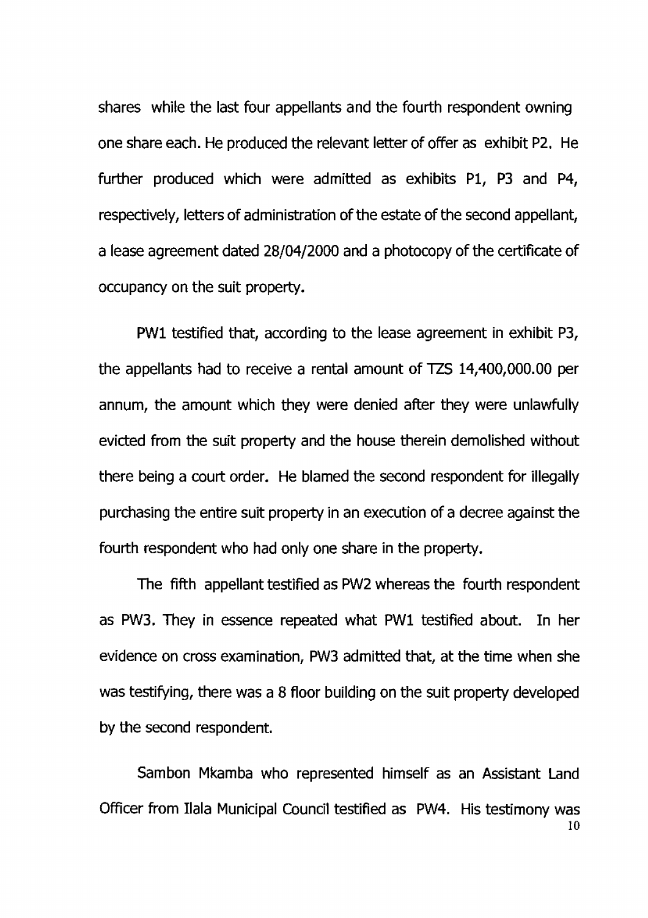shares while the last four appellants and the fourth respondent owning one share each. He produced the relevant letter of offer as exhibit P2. He further produced which were admitted as exhibits P1, P3 and P4, respectively, letters of administration of the estate of the second appellant, a lease agreement dated 28/04/2000 and a photocopy of the certificate of occupancy on the suit property.

PW1 testified that, according to the lease agreement in exhibit P3, the appellants had to receive a rental amount of TZS 14,400,000.00 per annum, the amount which they were denied after they were unlawfully evicted from the suit property and the house therein demolished without there being a court order. He blamed the second respondent for illegally purchasing the entire suit property in an execution of a decree against the fourth respondent who had only one share in the property.

The fifth appellant testified as PW2 whereas the fourth respondent as PW3. They in essence repeated what PW1 testified about. In her evidence on cross examination, PW3 admitted that, at the time when she was testifying, there was a 8 floor building on the suit property developed by the second respondent.

Sambon Mkamba who represented himself as an Assistant Land Officer from Ilala Municipal Council testified as PW4. His testimony was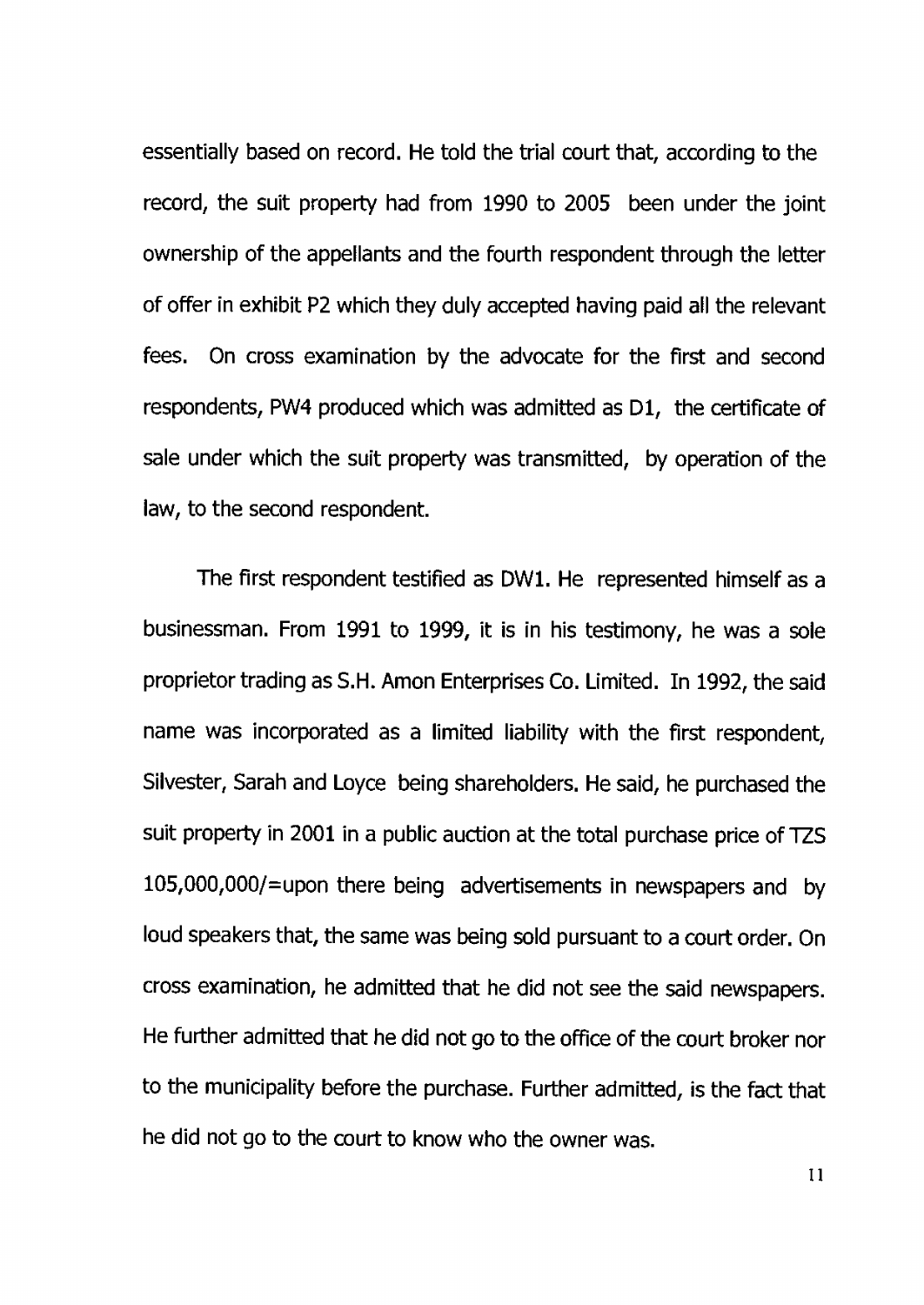essentially based on record. He told the trial court that, according to the record, the suit property had from 1990 to 2005 been under the joint ownership of the appellants and the fourth respondent through the letter of offer in exhibit P2 which they duly accepted having paid all the relevant fees. On cross examination by the advocate for the first and second respondents, PW4 produced which was admitted as D1, the certificate of sale under which the suit property was transmitted, by operation of the law, to the second respondent.

The first respondent testified as DW1. He represented himself as a businessman. From 1991 to 1999, it is in his testimony, he was a sole proprietor trading as S.H. Amon Enterprises Co. Limited. In 1992, the said name was incorporated as a limited liability with the first respondent, Silvester, Sarah and Loyce being shareholders. He said, he purchased the suit property in 2001 in a public auction at the total purchase price of TZS 105,000,000/=upon there being advertisements in newspapers and by loud speakers that, the same was being sold pursuant to a court order. On cross examination, he admitted that he did not see the said newspapers. He further admitted that he did not go to the office of the court broker nor to the municipality before the purchase. Further admitted, is the fact that he did not go to the court to know who the owner was.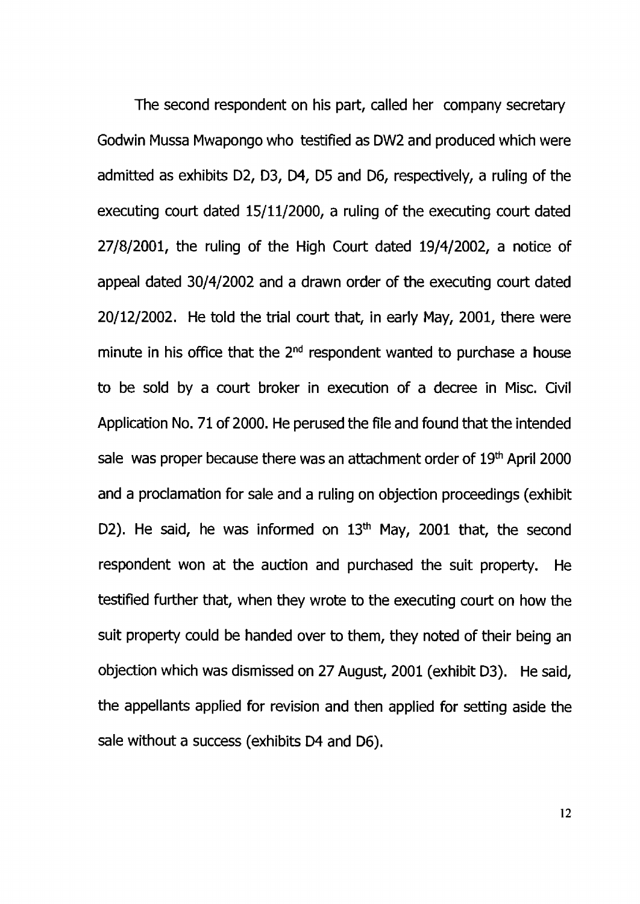The second respondent on his part, called her company secretary Godwin Mussa Mwapongo who testified as DW2 and produced which were admitted as exhibits D2, D3, D4, D5 and D6, respectively, a ruling of the executing court dated 15/11/2000, a ruling of the executing court dated 27/8/2001, the ruling of the High Court dated 19/4/2002, a notice of appeal dated 30/4/2002 and a drawn order of the executing court dated 20/12/2002. He told the trial court that, in early May, 2001, there were minute in his office that the 2nd respondent wanted to purchase a house to be sold by a court broker in execution of a decree in Misc. Civil Application No. 71 of 2000. He perused the file and found that the intended sale was proper because there was an attachment order of 19th April 2000 and a proclamation for sale and a ruling on objection proceedings (exhibit D2). He said, he was informed on 13th May, 2001 that, the second respondent won at the auction and purchased the suit property. He testified further that, when they wrote to the executing court on how the suit property could be handed over to them, they noted of their being an objection which was dismissed on 27 August, 2001 (exhibit D3). He said, the appellants applied for revision and then applied for setting aside the sale without a success (exhibits D4 and D6).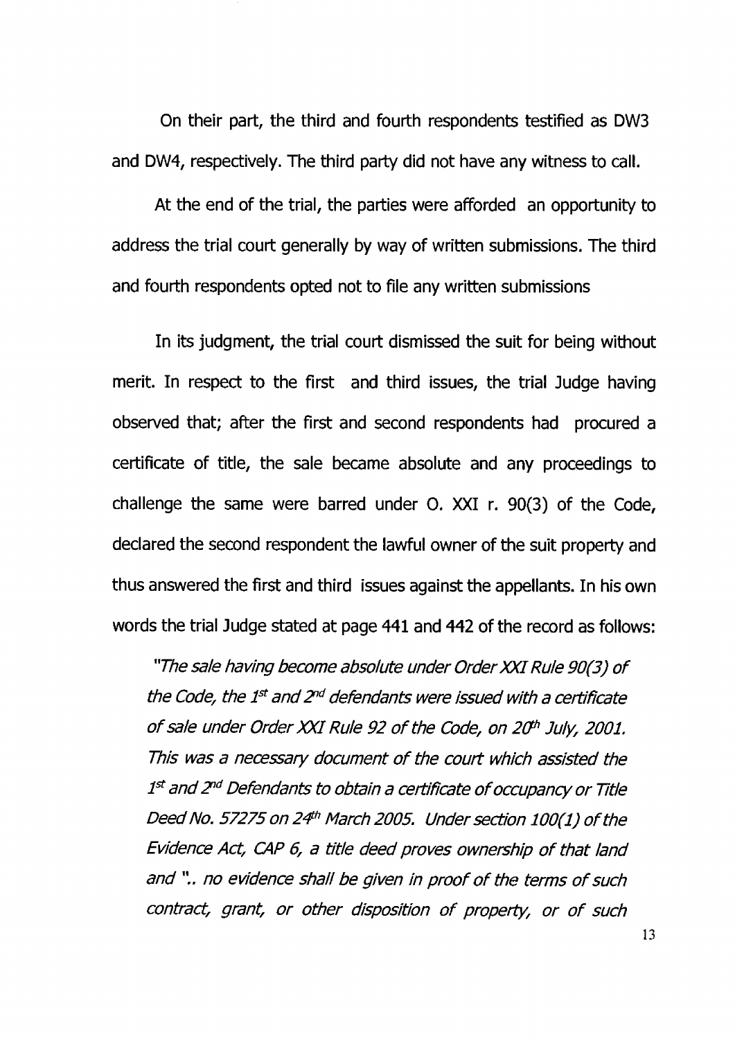On their part, the third and fourth respondents testified as DW3 and DW4, respectively. The third party did not have any witness to call.

At the end of the trial, the parties were afforded an opportunity to address the trial court generally by way of written submissions. The third and fourth respondents opted not to file any written submissions

In its judgment, the trial court dismissed the suit for being without merit. In respect to the first and third issues, the trial Judge having observed that; after the first and second respondents had procured a certificate of title, the sale became absolute and any proceedings to challenge the same were barred under O. XXI r. 90(3) of the Code, declared the second respondent the lawful owner of the suit property and thus answered the first and third issues against the appellants. In his own words the trial Judge stated at page 441 and 442 of the record as follows:

*"The sale having become absolute under Order XXI Rule 90(3) of the Code, the 1st and 2nd defendants were issued with a certificate of sale under Order XXI Rule 92 of the Code, on 20th July, 2001. This was a necessary document of the court which assisted the 1st and 2nd Defendants to obtain a certificate of occupancy or Title Deed No. 57275 on 24th March 2005. Under section 100(1) of the Evidence Act, CAP 6, a title deed proves ownership of that land and ".. no evidence shall be given in proof of the terms of such contract, grant, or other disposition of property, or of such*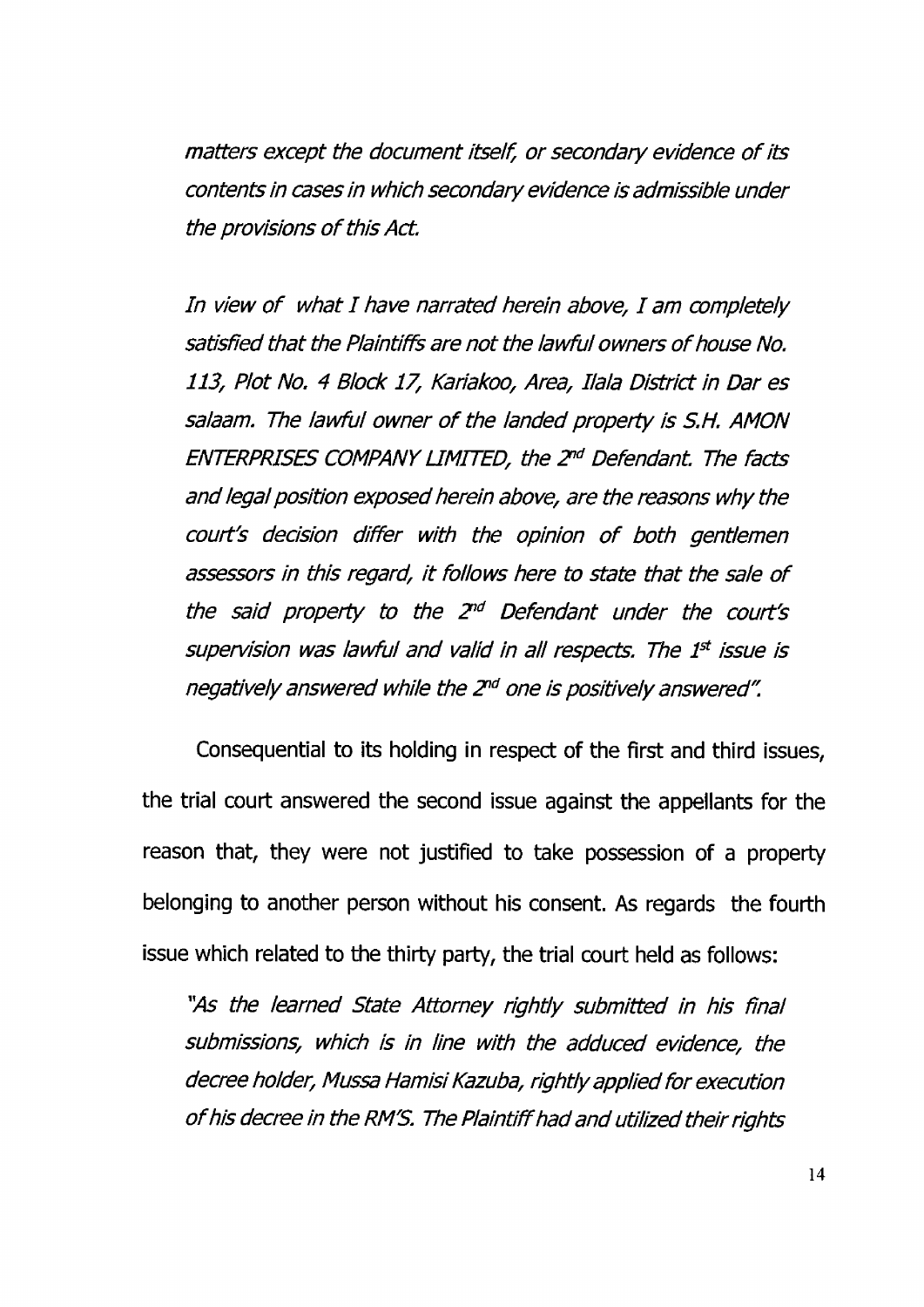*matters except the document itself, or secondary evidence of its contents in cases in which secondary evidence is admissible under the provisions of this Act.*

*In view of what I have narrated herein above, I am completely satisfied that the Plaintiffs are not the lawful owners of house No. 113, Plot No. 4 Block 17, Kariakoo, Area, Ilala District in Dar es salaam. The lawful owner of the landed property is S.H. AMON ENTERPRISES COMPANY LIMITED, the 2nd Defendant. The facts and legal position exposed herein above, are the reasons why the court's decision differ with the opinion of both gentlemen assessors in this regard, it follows here to state that the sale of the said property to the 2nd Defendant under the court's supervision was lawful and valid in all respects. The 1st issue is negatively answered while the 2nd one is positively answered".*

Consequential to its holding in respect of the first and third issues, the trial court answered the second issue against the appellants for the reason that, they were not justified to take possession of a property belonging to another person without his consent. As regards the fourth issue which related to the thirty party, the trial court held as follows:

*"As the learned State Attorney rightly submitted in his final submissions, which is in line with the adduced evidence, the decree holder, Mussa Hamisi Kazuba, rightly applied for execution of his decree in the RM'S. The Plaintiff had and utilized their rights*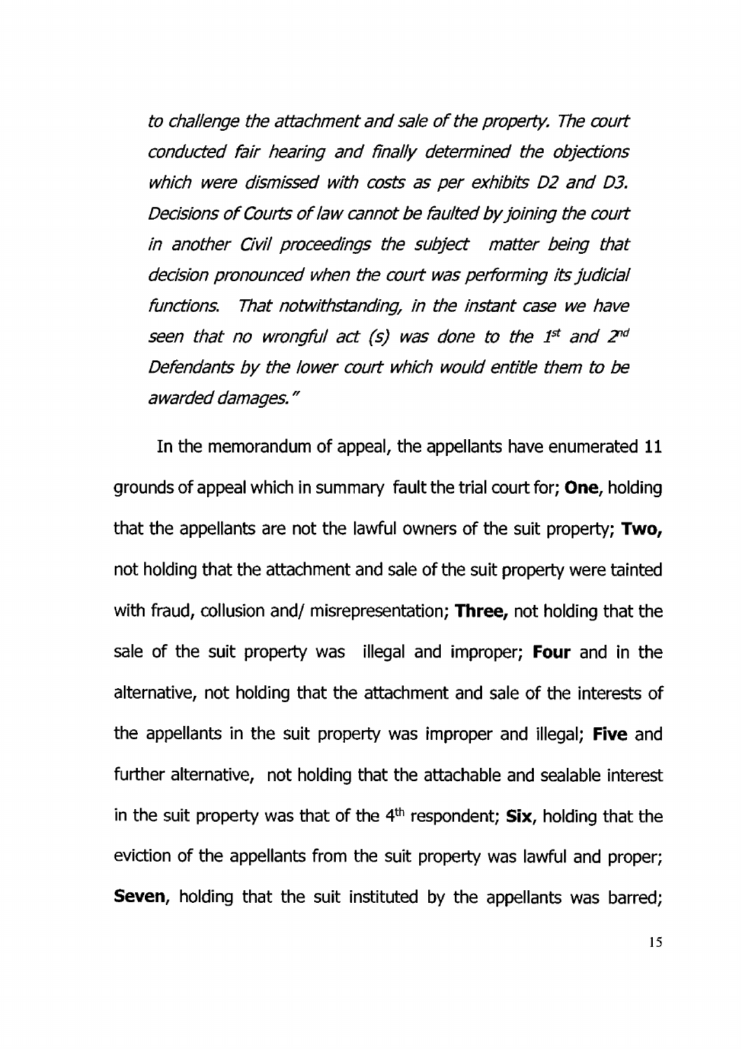*to challenge the attachment and sale of the property. The court conducted fair hearing and finally determined the objections which were dismissed with costs as per exhibits D2 and D3. Decisions of Courts of law cannot be faulted by joining the court in another Civil proceedings the subject matter being that decision pronounced when the court was performing its judicial functions. That notwithstanding, in the instant case we have seen that no wrongful act (s) was done to the 1st and 2nd Defendants by the lower court which would entitle them to be awarded damages."*

In the memorandum of appeal, the appellants have enumerated **11** grounds of appeal which in summary fault the trial court for; **One**, holding that the appellants are not the lawful owners of the suit property; **Two,** not holding that the attachment and sale of the suit property were tainted with fraud, collusion and/ misrepresentation; **Three,** not holding that the sale of the suit property was illegal and improper; **Four** and in the alternative, not holding that the attachment and sale of the interests of the appellants in the suit property was improper and illegal; **Five** and further alternative, not holding that the attachable and sealable interest in the suit property was that of the 4th respondent; **Six**, holding that the eviction of the appellants from the suit property was lawful and proper; **Seven**, holding that the suit instituted by the appellants was barred;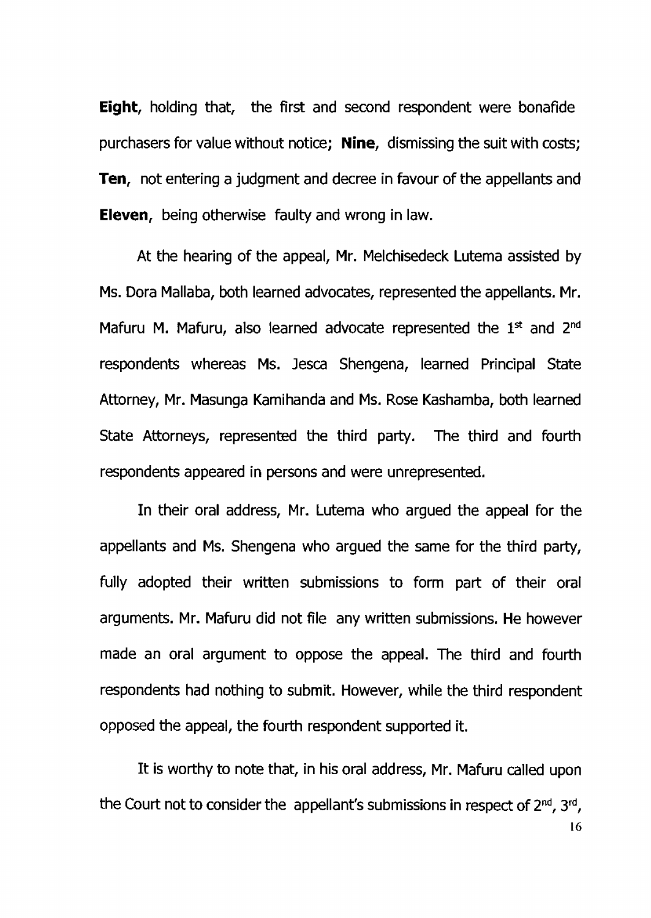**Eight**, holding that, the first and second respondent were bonafide purchasers for value without notice; **Nine**, dismissing the suit with costs; **Ten**, not entering a judgment and decree in favour of the appellants and **Eleven**, being otherwise faulty and wrong in law.

At the hearing of the appeal, Mr. Melchisedeck Lutema assisted by Ms. Dora Mallaba, both learned advocates, represented the appellants. Mr. Mafuru M. Mafuru, also learned advocate represented the 1st and 2nd respondents whereas Ms. Jesca Shengena, learned Principal State Attorney, Mr. Masunga Kamihanda and Ms. Rose Kashamba, both learned State Attorneys, represented the third party. The third and fourth respondents appeared in persons and were unrepresented.

In their oral address, Mr. Lutema who argued the appeal for the appellants and Ms. Shengena who argued the same for the third party, fully adopted their written submissions to form part of their oral arguments. Mr. Mafuru did not file any written submissions. He however made an oral argument to oppose the appeal. The third and fourth respondents had nothing to submit. However, while the third respondent opposed the appeal, the fourth respondent supported it.

It is worthy to note that, in his oral address, Mr. Mafuru called upon the Court not to consider the appellant's submissions in respect of 2nd, 3rd,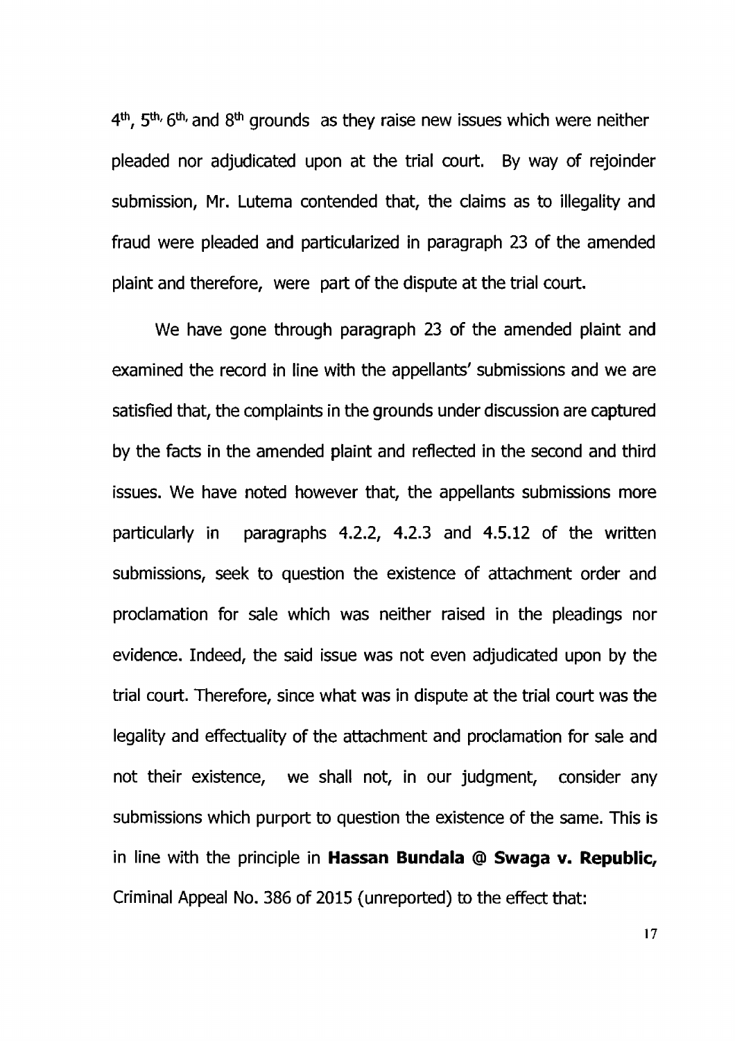4th, 5th, 6th, and 8th grounds as they raise new issues which were neither pleaded nor adjudicated upon at the trial court. By way of rejoinder submission, Mr. Lutema contended that, the claims as to illegality and fraud were pleaded and particularized in paragraph 23 of the amended plaint and therefore, were part of the dispute at the trial court.

We have gone through paragraph 23 of the amended plaint and examined the record in line with the appellants' submissions and we are satisfied that, the complaints in the grounds under discussion are captured by the facts in the amended plaint and reflected in the second and third issues. We have noted however that, the appellants submissions more particularly in paragraphs 4.2.2, 4.2.3 and 4.5.12 of the written submissions, seek to question the existence of attachment order and proclamation for sale which was neither raised in the pleadings nor evidence. Indeed, the said issue was not even adjudicated upon by the trial court. Therefore, since what was in dispute at the trial court was the legality and effectuality of the attachment and proclamation for sale and not their existence, we shall not, in our judgment, consider any submissions which purport to question the existence of the same. This is in line with the principle in **Hassan Bundala @ Swaga v. Republic,** Criminal Appeal No. 386 of 2015 (unreported) to the effect that: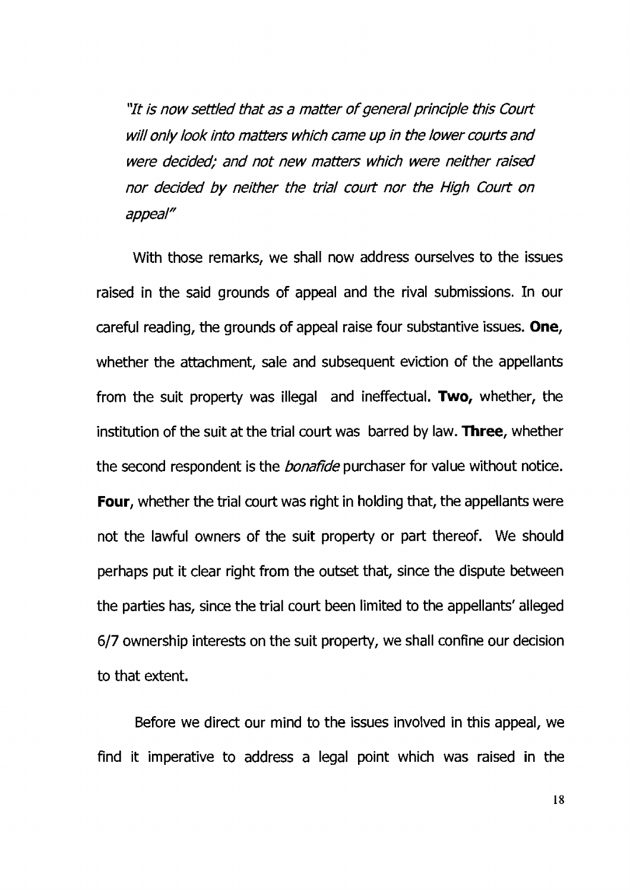*"It is now settled that as a matter of general principle this Court will only look into matters which came up in the lower courts and were decided; and not new matters which were neither raised nor decided by neither the trial court nor the High Court on appeal"*

With those remarks, we shall now address ourselves to the issues raised in the said grounds of appeal and the rival submissions. In our careful reading, the grounds of appeal raise four substantive issues. **One**, whether the attachment, sale and subsequent eviction of the appellants from the suit property was illegal and ineffectual. **Two,** whether, the institution of the suit at the trial court was barred by law. **Three**, whether the second respondent is the *bonafide* purchaser for value without notice. **Four**, whether the trial court was right in holding that, the appellants were not the lawful owners of the suit property or part thereof. We should perhaps put it clear right from the outset that, since the dispute between the parties has, since the trial court been limited to the appellants' alleged 6/7 ownership interests on the suit property, we shall confine our decision to that extent.

Before we direct our mind to the issues involved in this appeal, we find it imperative to address a legal point which was raised in the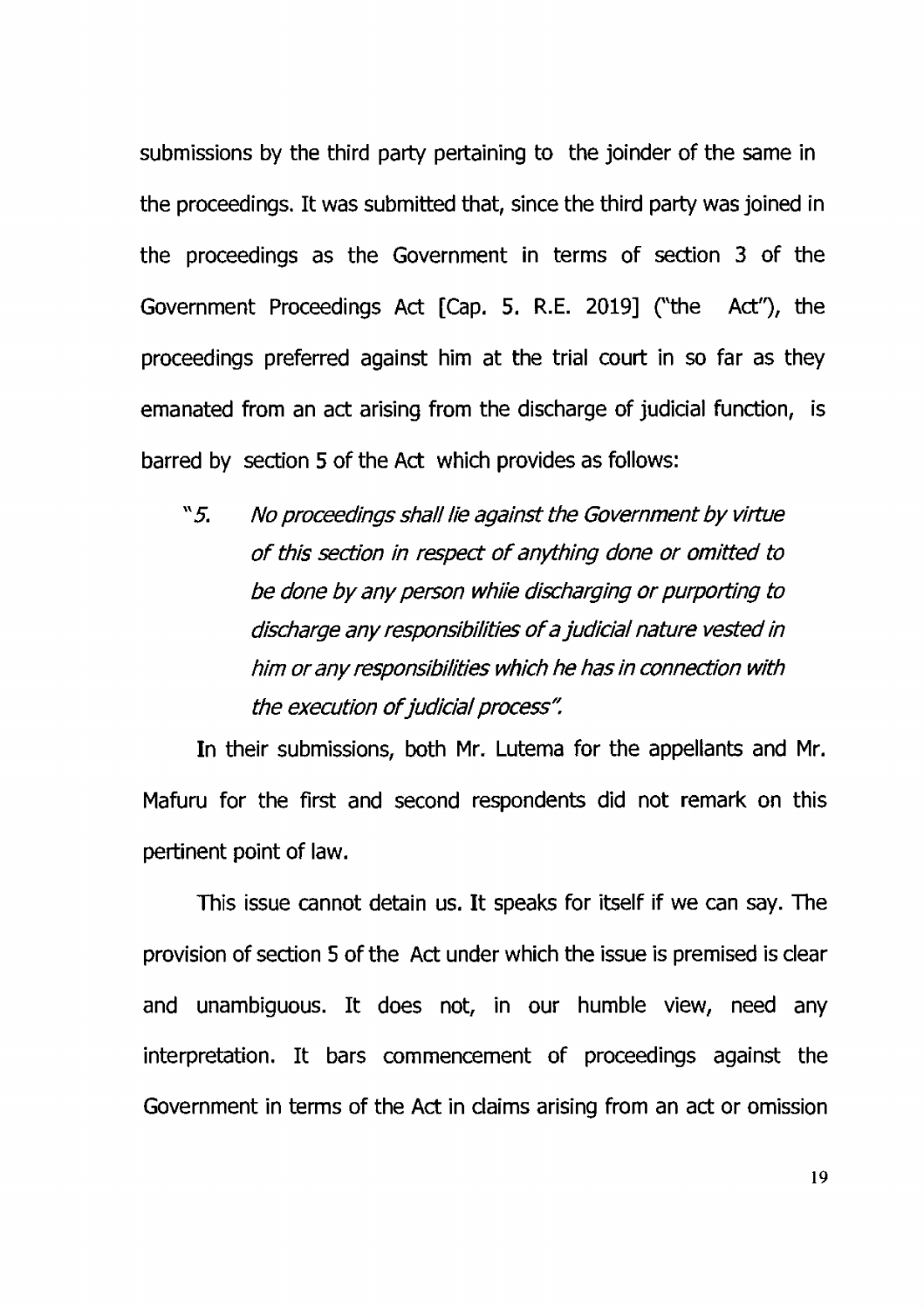submissions by the third party pertaining to the joinder of the same in the proceedings. It was submitted that, since the third party was joined in the proceedings as the Government in terms of section 3 of the Government Proceedings Act [Cap. 5. R.E. 2019] ("the Act"), the proceedings preferred against him at the trial court in so far as they emanated from an act arising from the discharge of judicial function, is barred by section 5 of the Act which provides as follows:

> "*5. No proceedings shall lie against the Government by virtue of this section in respect of anything done or omitted to be done by any person whiie discharging or purporting to discharge any responsibilities of a judicial nature vested in him or any responsibilities which he has in connection with the execution of judicial process".*

In their submissions, both Mr. Lutema for the appellants and Mr. Mafuru for the first and second respondents did not remark on this pertinent point of law.

This issue cannot detain us. It speaks for itself if we can say. The provision of section 5 of the Act under which the issue is premised is clear and unambiguous. It does not, in our humble view, need any interpretation. It bars commencement of proceedings against the Government in terms of the Act in claims arising from an act or omission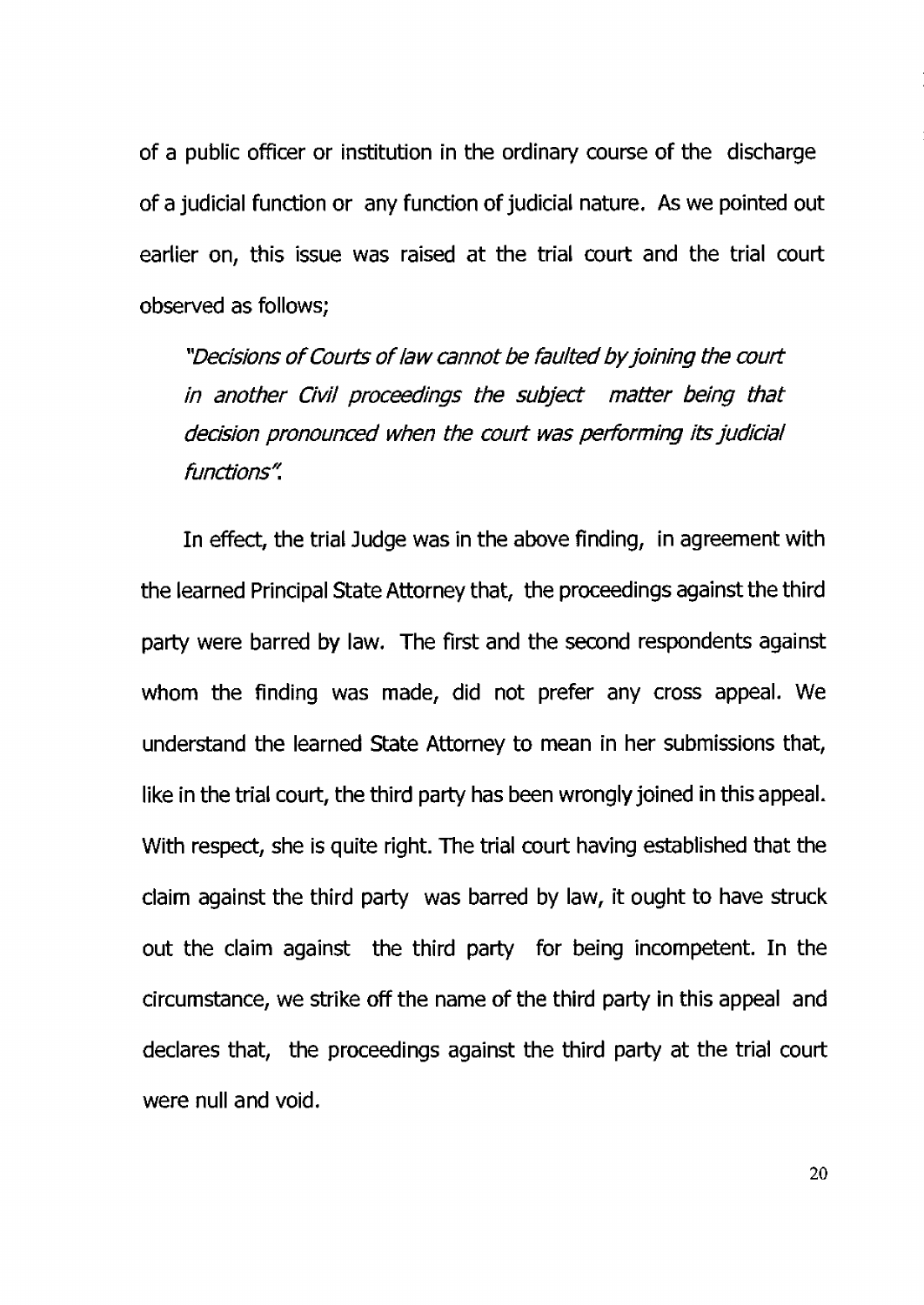of a public officer or institution in the ordinary course of the discharge of a judicial function or any function of judicial nature. As we pointed out earlier on, this issue was raised at the trial court and the trial court observed as follows;

> *"Decisions of Courts of law cannot be faulted by joining the court in another Civil proceedings the subject matter being that decision pronounced when the court was performing its judicial functions".*

In effect, the trial Judge was in the above finding, in agreement with the learned Principal State Attorney that, the proceedings against the third party were barred by law. The first and the second respondents against whom the finding was made, did not prefer any cross appeal. We understand the learned State Attorney to mean in her submissions that, like in the trial court, the third party has been wrongly joined in this appeal. With respect, she is quite right. The trial court having established that the claim against the third party was barred by law, it ought to have struck out the claim against the third party for being incompetent. In the circumstance, we strike off the name of the third party in this appeal and declares that, the proceedings against the third party at the trial court were null and void.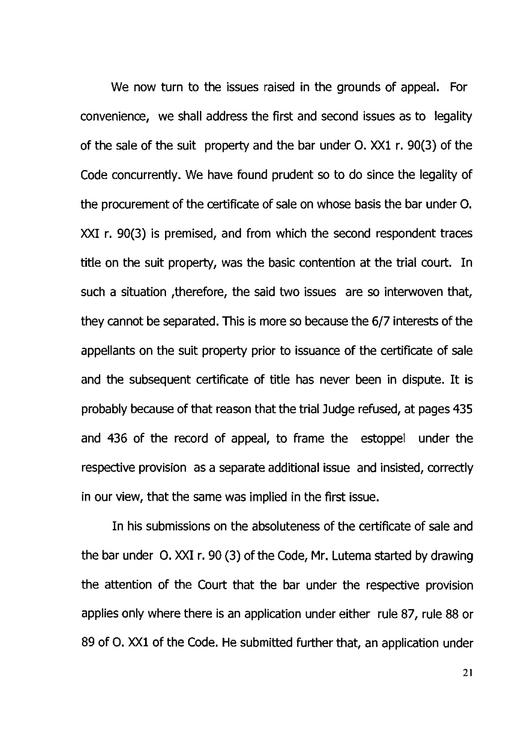We now turn to the issues raised in the grounds of appeal. For convenience, we shall address the first and second issues as to legality of the sale of the suit property and the bar under O. XX1 r. 90(3) of the Code concurrently. We have found prudent so to do since the legality of the procurement of the certificate of sale on whose basis the bar under O. XXI r. 90(3) is premised, and from which the second respondent traces title on the suit property, was the basic contention at the trial court. In such a situation ,therefore, the said two issues are so interwoven that, they cannot be separated. This is more so because the 6/7 interests of the appellants on the suit property prior to issuance of the certificate of sale and the subsequent certificate of title has never been in dispute. It is probably because of that reason that the trial Judge refused, at pages 435 and 436 of the record of appeal, to frame the estoppel under the respective provision as a separate additional issue and insisted, correctly in our view, that the same was implied in the first issue.

In his submissions on the absoluteness of the certificate of sale and the bar under O. XXI r. 90 (3) of the Code, Mr. Lutema started by drawing the attention of the Court that the bar under the respective provision applies only where there is an application under either rule 87, rule 88 or 89 of O. XX1 of the Code. He submitted further that, an application under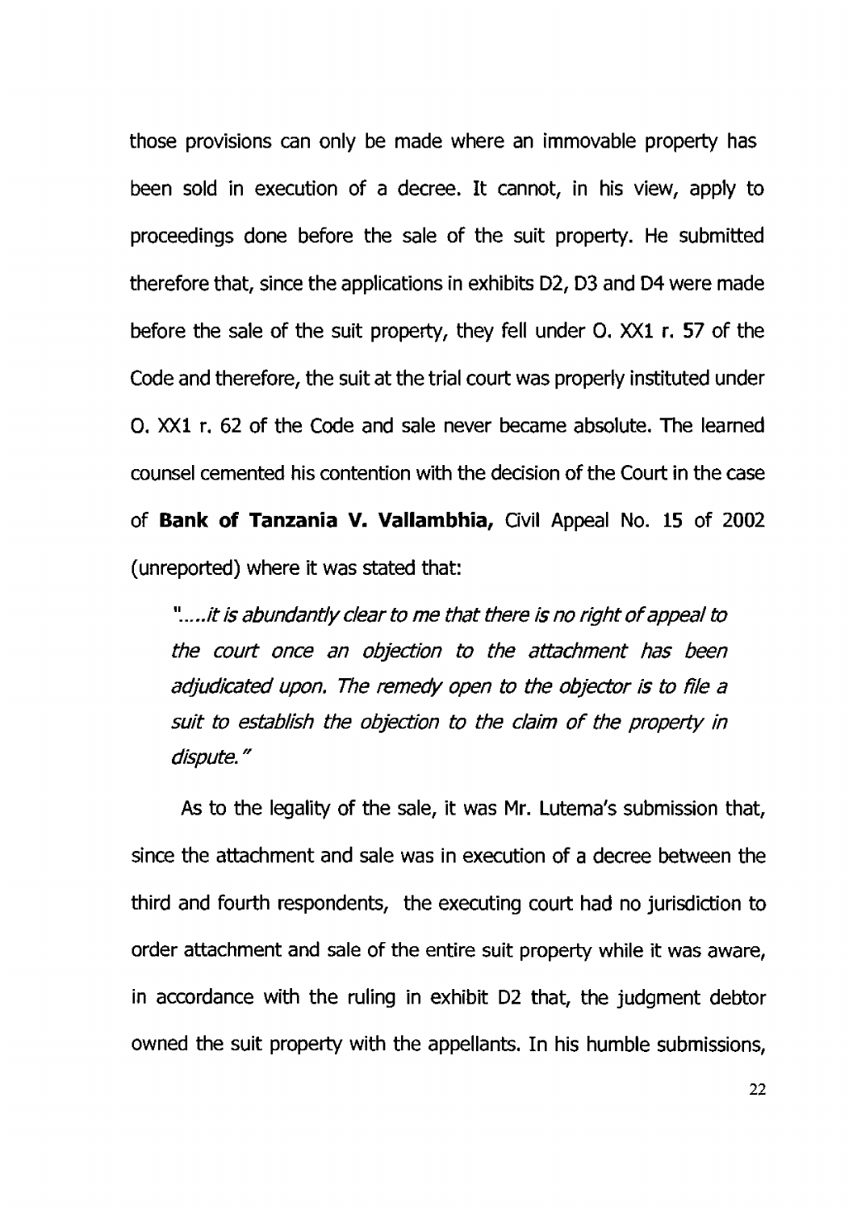those provisions can only be made where an immovable property has been sold in execution of a decree. It cannot, in his view, apply to proceedings done before the sale of the suit property. He submitted therefore that, since the applications in exhibits D2, D3 and D4 were made before the sale of the suit property, they fell under O. XX1 r. 57 of the Code and therefore, the suit at the trial court was properly instituted under O. XX1 r. 62 of the Code and sale never became absolute. The learned counsel cemented his contention with the decision of the Court in the case of **Bank of Tanzania V. Vallambhia,** Civil Appeal No. 15 of 2002 (unreported) where it was stated that:

> *".....it is abundantly clear to me that there is no right of appeal to the court once an objection to the attachment has been adjudicated upon. The remedy open to the objector is to file a suit to establish the objection to the claim of the property in dispute."*

As to the legality of the sale, it was Mr. Lutema's submission that, since the attachment and sale was in execution of a decree between the third and fourth respondents, the executing court had no jurisdiction to order attachment and sale of the entire suit property while it was aware, in accordance with the ruling in exhibit D2 that, the judgment debtor owned the suit property with the appellants. In his humble submissions,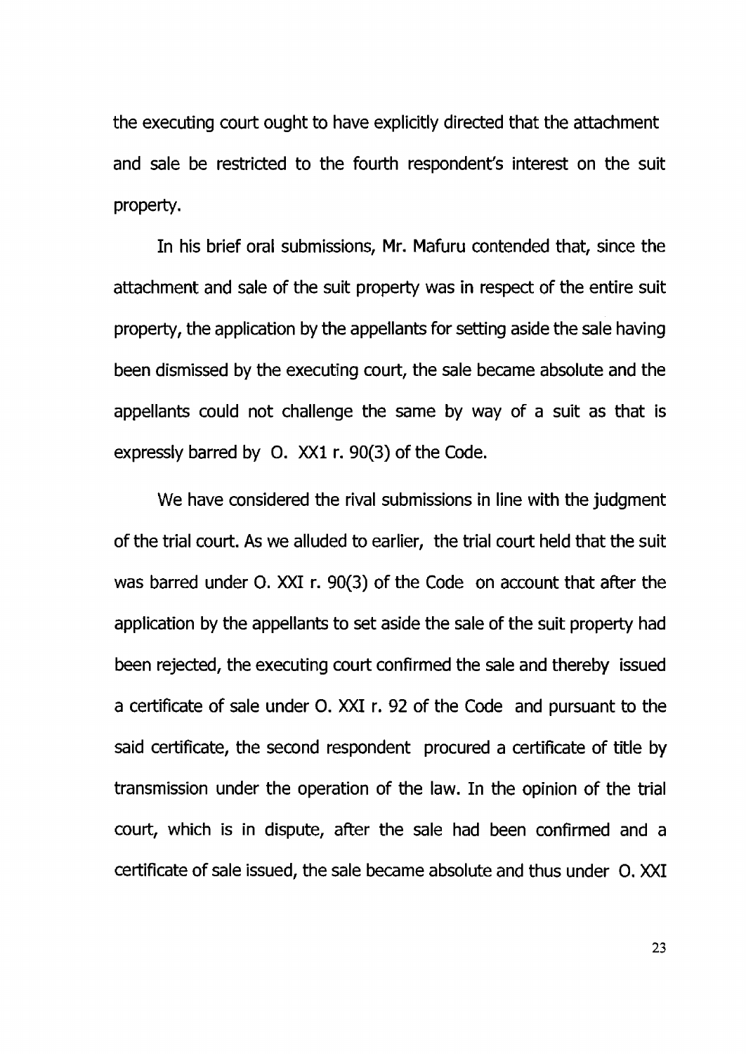the executing court ought to have explicitly directed that the attachment and sale be restricted to the fourth respondent's interest on the suit property.

In his brief oral submissions, Mr. Mafuru contended that, since the attachment and sale of the suit property was in respect of the entire suit property, the application by the appellants for setting aside the sale having been dismissed by the executing court, the sale became absolute and the appellants could not challenge the same by way of a suit as that is expressly barred by O. XX1 r. 90(3) of the Code.

We have considered the rival submissions in line with the judgment of the trial court. As we alluded to earlier, the trial court held that the suit was barred under O. XXI r. 90(3) of the Code on account that after the application by the appellants to set aside the sale of the suit property had been rejected, the executing court confirmed the sale and thereby issued a certificate of sale under O. XXI r. 92 of the Code and pursuant to the said certificate, the second respondent procured a certificate of title by transmission under the operation of the law. In the opinion of the trial court, which is in dispute, after the sale had been confirmed and a certificate of sale issued, the sale became absolute and thus under O. XXI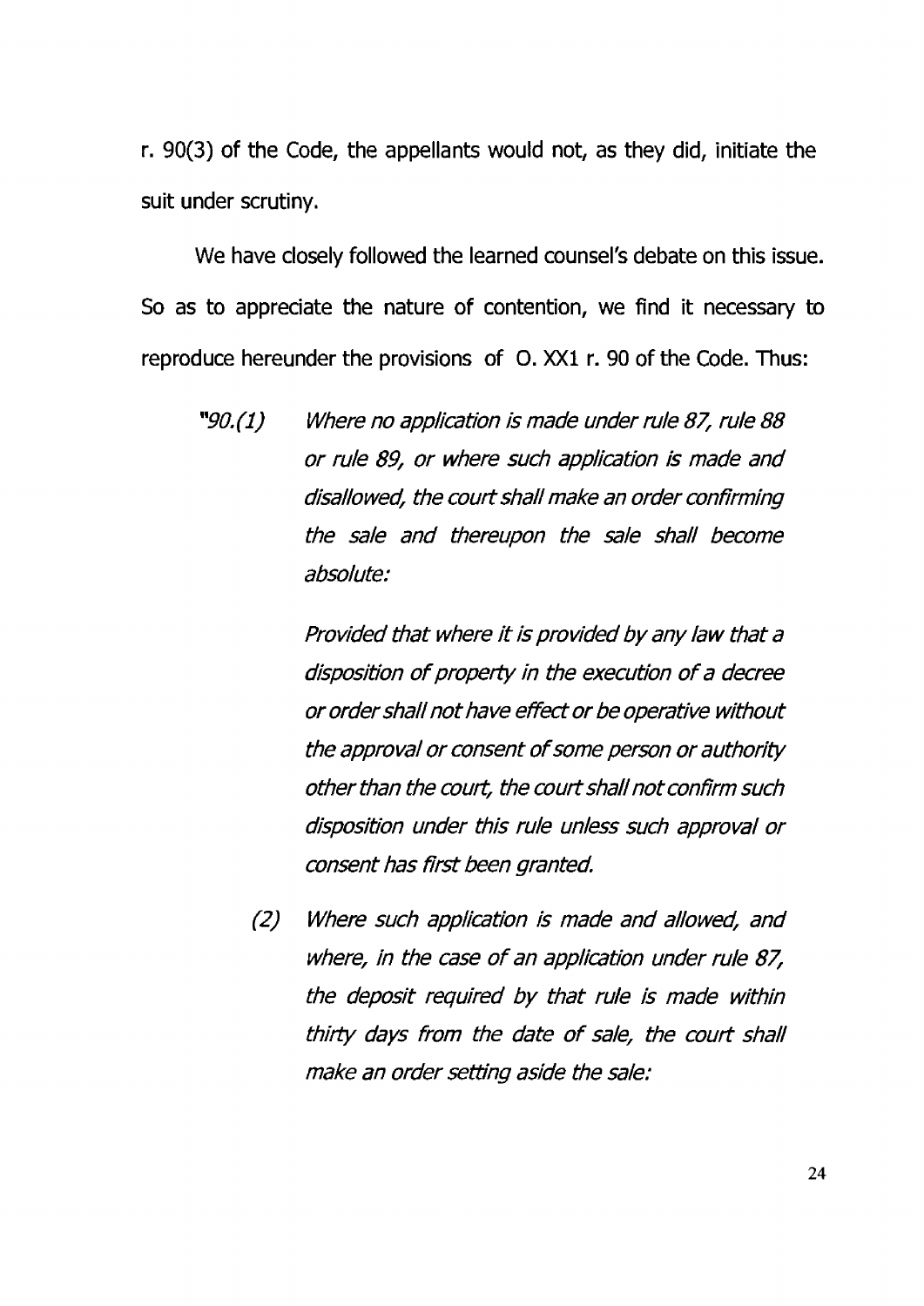r. 90(3) of the Code, the appellants would not, as they did, initiate the suit under scrutiny.

We have closely followed the learned counsel's debate on this issue. So as to appreciate the nature of contention, we find it necessary to reproduce hereunder the provisions of O. XX1 r. 90 of the Code. Thus:

> *"90.(1) Where no application is made under rule 87, rule 88 or rule 89, or where such application is made and disallowed, the court shall make an order confirming the sale and thereupon the sale shall become absolute:*
>
> *Provided that where it is provided by any law that a disposition of property in the execution of a decree or order shall not have effect or be operative without the approval or consent of some person or authority other than the court, the court shall not confirm such disposition under this rule unless such approval or consent has first been granted.*
>
> *(2) Where such application is made and allowed, and where, in the case of an application under rule 87, the deposit required by that rule is made within thirty days from the date of sale, the court shall make an order setting aside the sale:*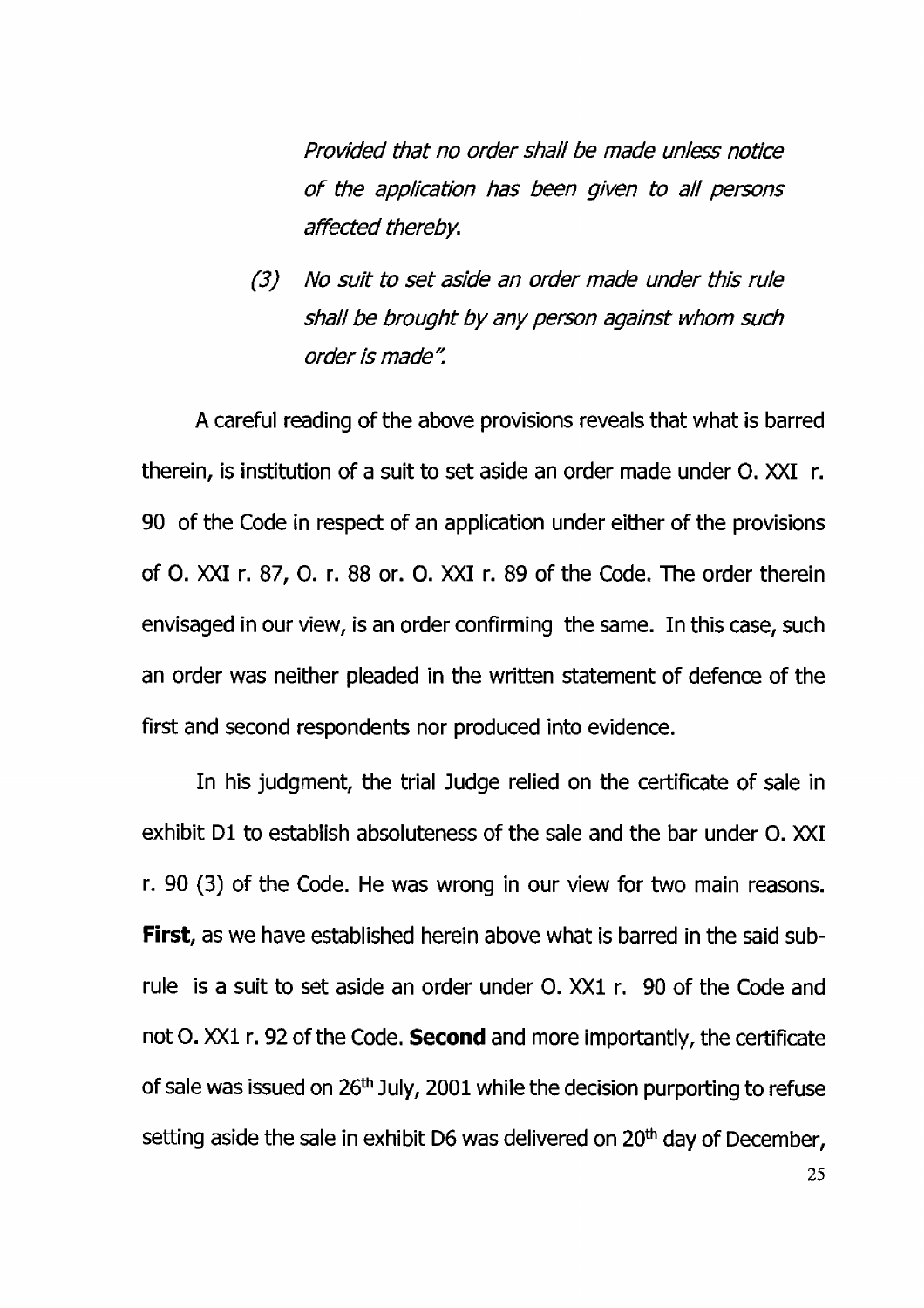*Provided that no order shall be made unless notice of the application has been given to all persons affected thereby.*

*(3) No suit to set aside an order made under this rule shall be brought by any person against whom such order is made".*

A careful reading of the above provisions reveals that what is barred therein, is institution of a suit to set aside an order made under O. XXI r. 90 of the Code in respect of an application under either of the provisions of O. XXI r. 87, O. r. 88 or. O. XXI r. 89 of the Code. The order therein envisaged in our view, is an order confirming the same. In this case, such an order was neither pleaded in the written statement of defence of the first and second respondents nor produced into evidence.

In his judgment, the trial Judge relied on the certificate of sale in exhibit D1 to establish absoluteness of the sale and the bar under O. XXI r. 90 (3) of the Code. He was wrong in our view for two main reasons. **First**, as we have established herein above what is barred in the said sub-rule is a suit to set aside an order under O. XX1 r. 90 of the Code and not O. XX1 r. 92 of the Code. **Second** and more importantly, the certificate of sale was issued on 26th July, 2001 while the decision purporting to refuse setting aside the sale in exhibit D6 was delivered on 20th day of December,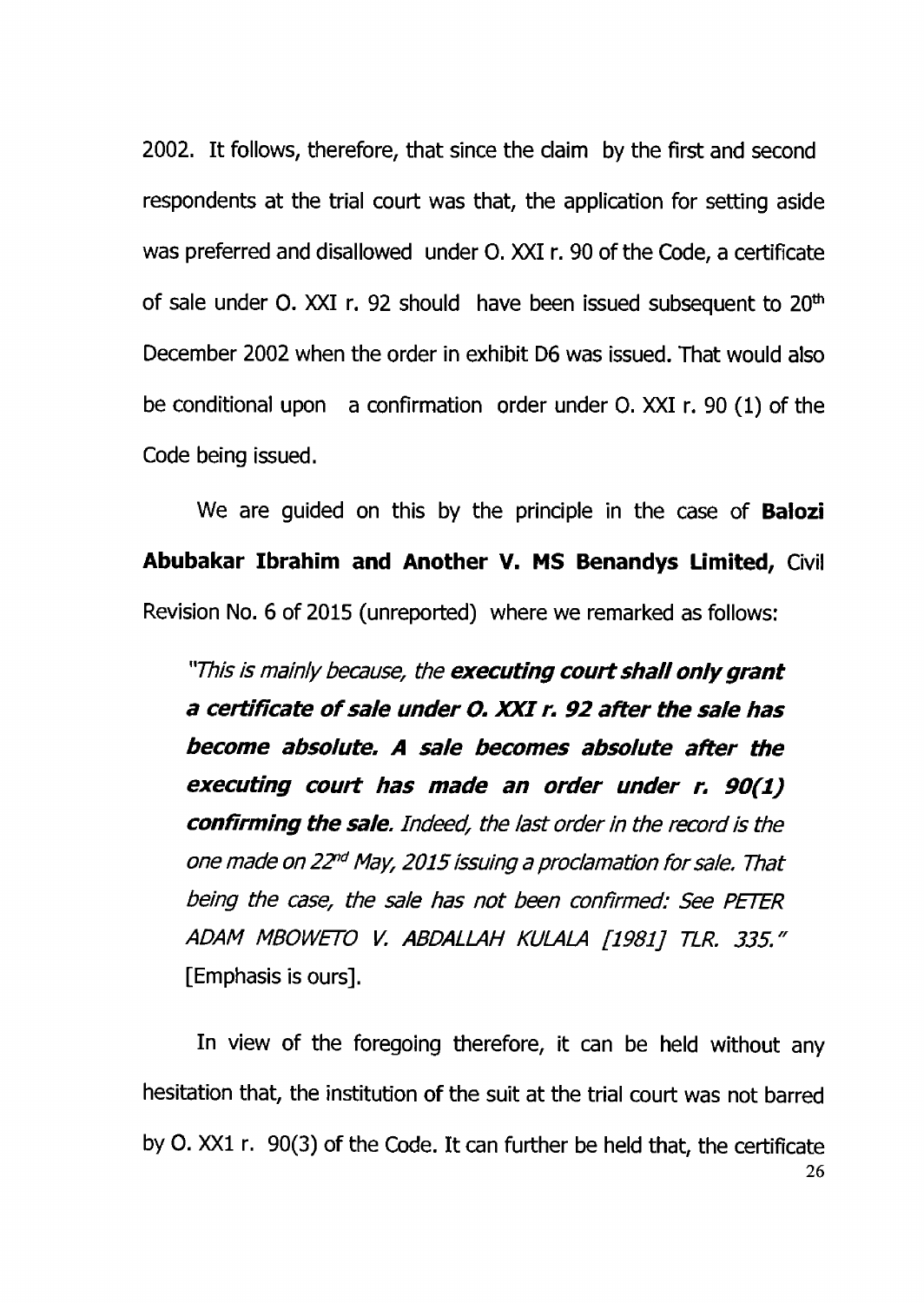2002. It follows, therefore, that since the claim by the first and second respondents at the trial court was that, the application for setting aside was preferred and disallowed under O. XXI r. 90 of the Code, a certificate of sale under O. XXI r. 92 should have been issued subsequent to 20th December 2002 when the order in exhibit D6 was issued. That would also be conditional upon a confirmation order under O. XXI r. 90 (1) of the Code being issued.

We are guided on this by the principle in the case of **Balozi Abubakar Ibrahim and Another V. MS Benandys Limited,** Civil Revision No. 6 of 2015 (unreported) where we remarked as follows:

> *"This is mainly because, the **executing court shall only grant a certificate of sale under O. XXI r. 92 after the sale has become absolute. A sale becomes absolute after the executing court has made an order under r. 90(1) confirming the sale.** Indeed, the last order in the record is the one made on 22nd May, 2015 issuing a proclamation for sale. That being the case, the sale has not been confirmed: See PETER ADAM MBOWETO V. ABDALLAH KULALA [1981] TLR. 335."* [Emphasis is ours].

In view of the foregoing therefore, it can be held without any hesitation that, the institution of the suit at the trial court was not barred by O. XX1 r. 90(3) of the Code. It can further be held that, the certificate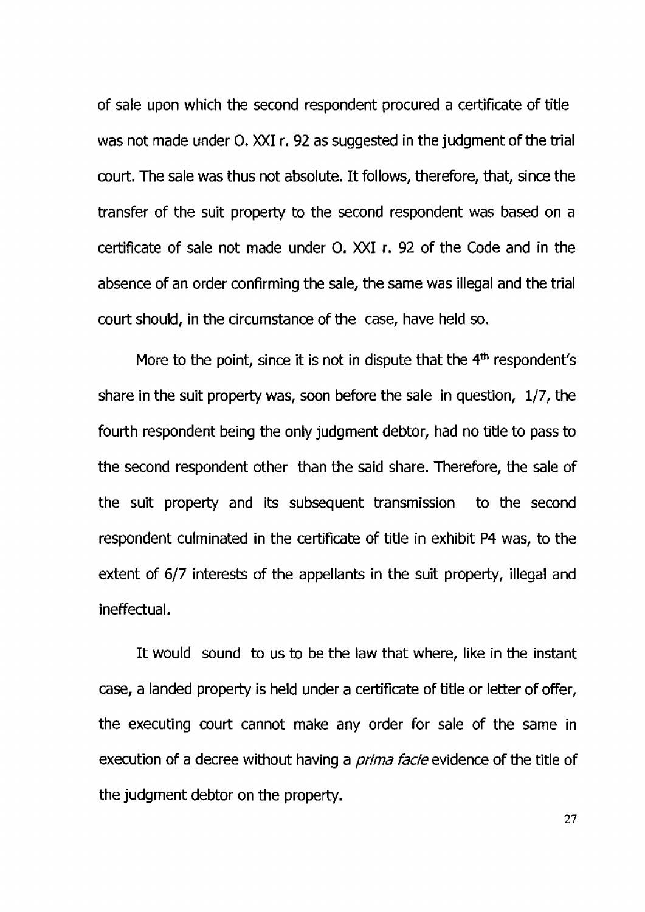of sale upon which the second respondent procured a certificate of title was not made under O. XXI r. 92 as suggested in the judgment of the trial court. The sale was thus not absolute. It follows, therefore, that, since the transfer of the suit property to the second respondent was based on a certificate of sale not made under O. XXI r. 92 of the Code and in the absence of an order confirming the sale, the same was illegal and the trial court should, in the circumstance of the case, have held so.

More to the point, since it is not in dispute that the 4th respondent's share in the suit property was, soon before the sale in question, 1/7, the fourth respondent being the only judgment debtor, had no title to pass to the second respondent other than the said share. Therefore, the sale of the suit property and its subsequent transmission to the second respondent culminated in the certificate of title in exhibit P4 was, to the extent of 6/7 interests of the appellants in the suit property, illegal and ineffectual.

It would sound to us to be the law that where, like in the instant case, a landed property is held under a certificate of title or letter of offer, the executing court cannot make any order for sale of the same in execution of a decree without having a *prima facie* evidence of the title of the judgment debtor on the property.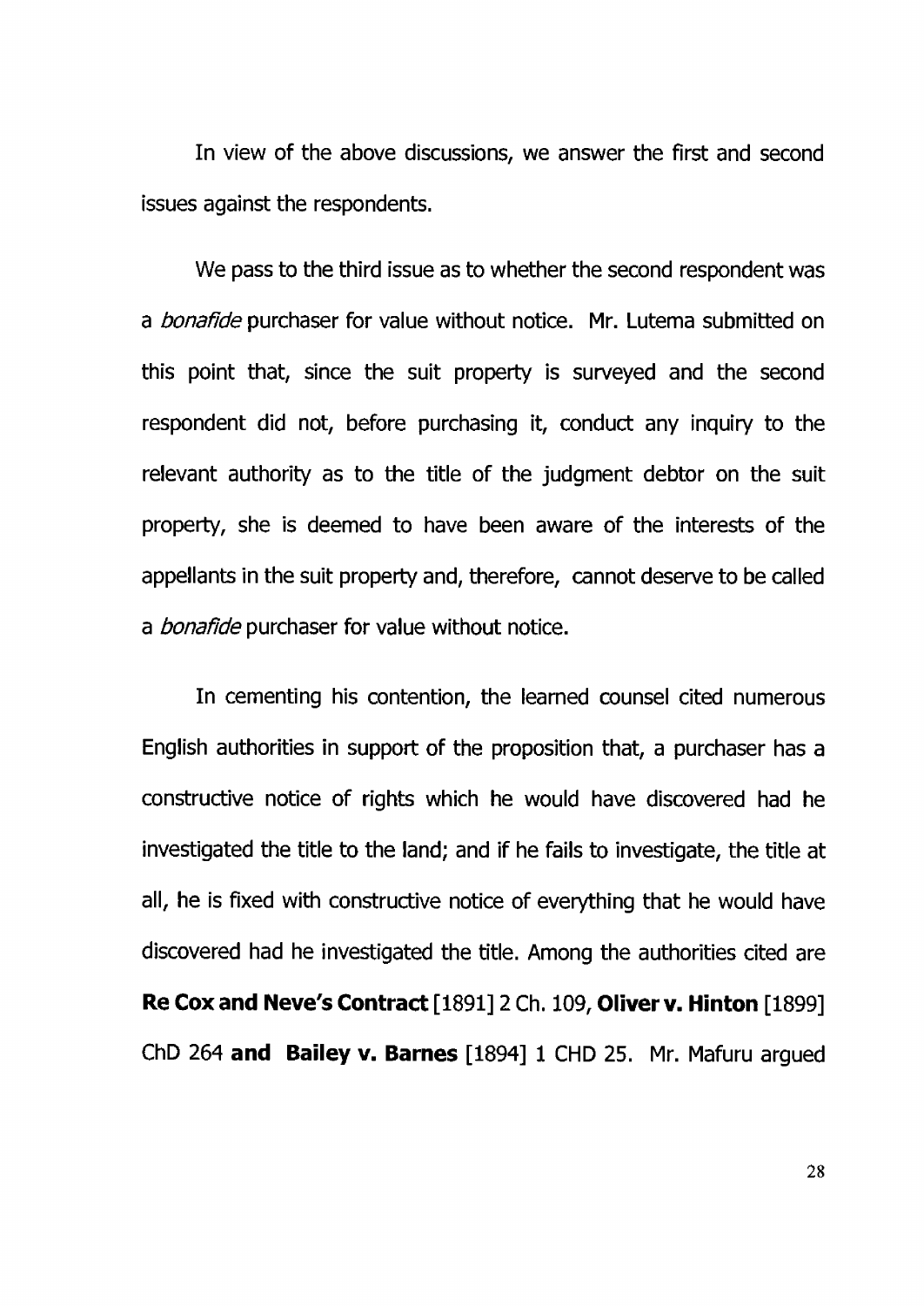In view of the above discussions, we answer the first and second issues against the respondents.

We pass to the third issue as to whether the second respondent was a *bonafide* purchaser for value without notice. Mr. Lutema submitted on this point that, since the suit property is surveyed and the second respondent did not, before purchasing it, conduct any inquiry to the relevant authority as to the title of the judgment debtor on the suit property, she is deemed to have been aware of the interests of the appellants in the suit property and, therefore, cannot deserve to be called a *bonafide* purchaser for value without notice.

In cementing his contention, the learned counsel cited numerous English authorities in support of the proposition that, a purchaser has a constructive notice of rights which he would have discovered had he investigated the title to the land; and if he fails to investigate, the title at all, he is fixed with constructive notice of everything that he would have discovered had he investigated the title. Among the authorities cited are **Re Cox and Neve's Contract** [1891] 2 Ch. 109, **Oliver v. Hinton** [1899] ChD 264 **and Bailey v. Barnes** [1894] 1 CHD 25. Mr. Mafuru argued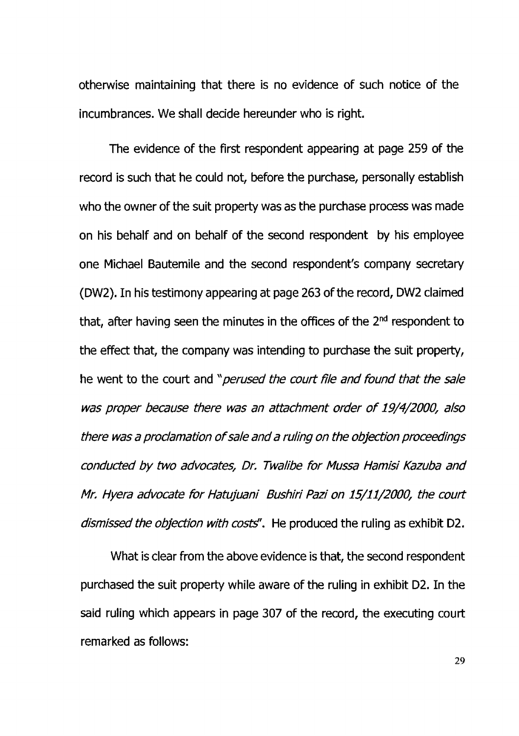otherwise maintaining that there is no evidence of such notice of the incumbrances. We shall decide hereunder who is right.

The evidence of the first respondent appearing at page 259 of the record is such that he could not, before the purchase, personally establish who the owner of the suit property was as the purchase process was made on his behalf and on behalf of the second respondent by his employee one Michael Bautemile and the second respondent's company secretary (DW2). In his testimony appearing at page 263 of the record, DW2 claimed that, after having seen the minutes in the offices of the 2nd respondent to the effect that, the company was intending to purchase the suit property, he went to the court and "*perused the court file and found that the sale was proper because there was an attachment order of 19/4/2000, also there was a proclamation of sale and a ruling on the objection proceedings conducted by two advocates, Dr. Twalibe for Mussa Hamisi Kazuba and Mr. Hyera advocate for Hatujuani Bushiri Pazi on 15/11/2000, the court dismissed the objection with costs*". He produced the ruling as exhibit D2.

What is clear from the above evidence is that, the second respondent purchased the suit property while aware of the ruling in exhibit D2. In the said ruling which appears in page 307 of the record, the executing court remarked as follows: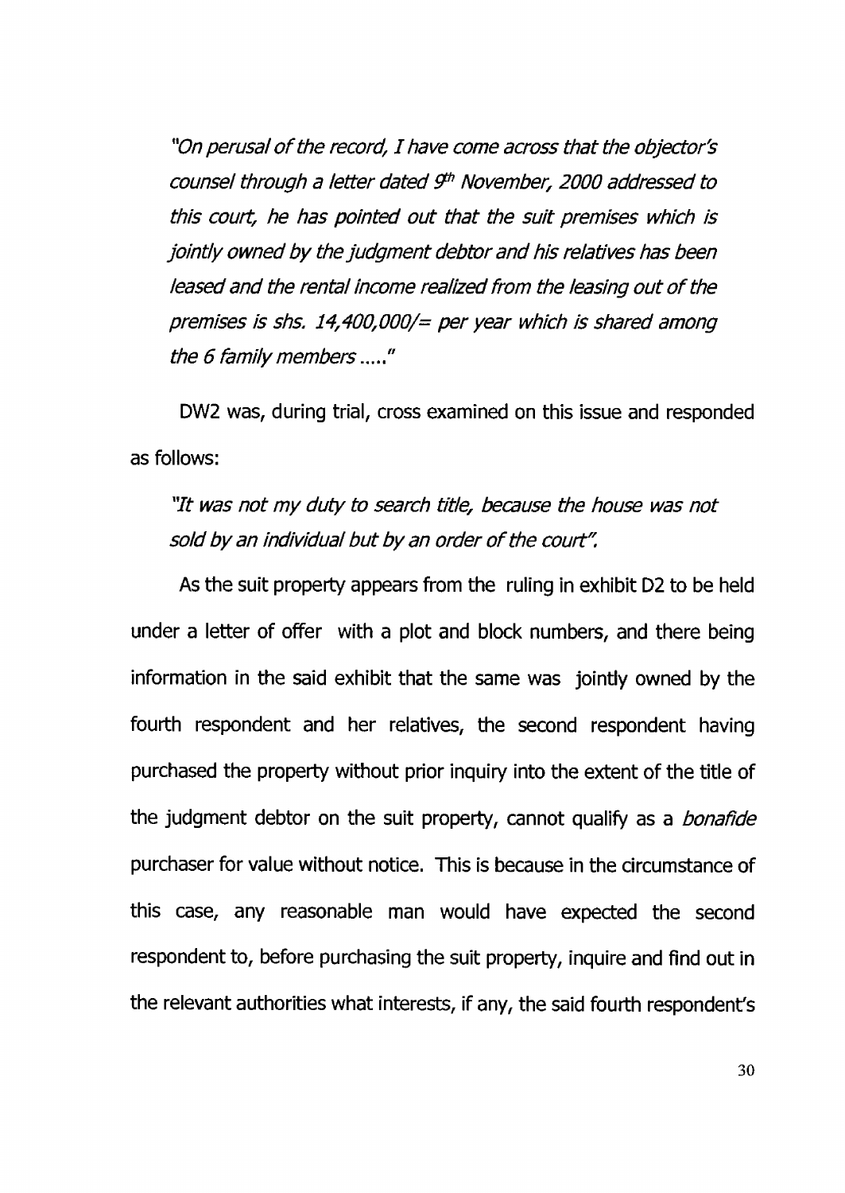*"On perusal of the record, I have come across that the objector's counsel through a letter dated 9th November, 2000 addressed to this court, he has pointed out that the suit premises which is jointly owned by the judgment debtor and his relatives has been leased and the rental income realized from the leasing out of the premises is shs. 14,400,000/= per year which is shared among the 6 family members ....."*

DW2 was, during trial, cross examined on this issue and responded as follows:

*"It was not my duty to search title, because the house was not sold by an individual but by an order of the court".*

As the suit property appears from the ruling in exhibit D2 to be held under a letter of offer with a plot and block numbers, and there being information in the said exhibit that the same was jointly owned by the fourth respondent and her relatives, the second respondent having purchased the property without prior inquiry into the extent of the title of the judgment debtor on the suit property, cannot qualify as a *bonafide* purchaser for value without notice. This is because in the circumstance of this case, any reasonable man would have expected the second respondent to, before purchasing the suit property, inquire and find out in the relevant authorities what interests, if any, the said fourth respondent's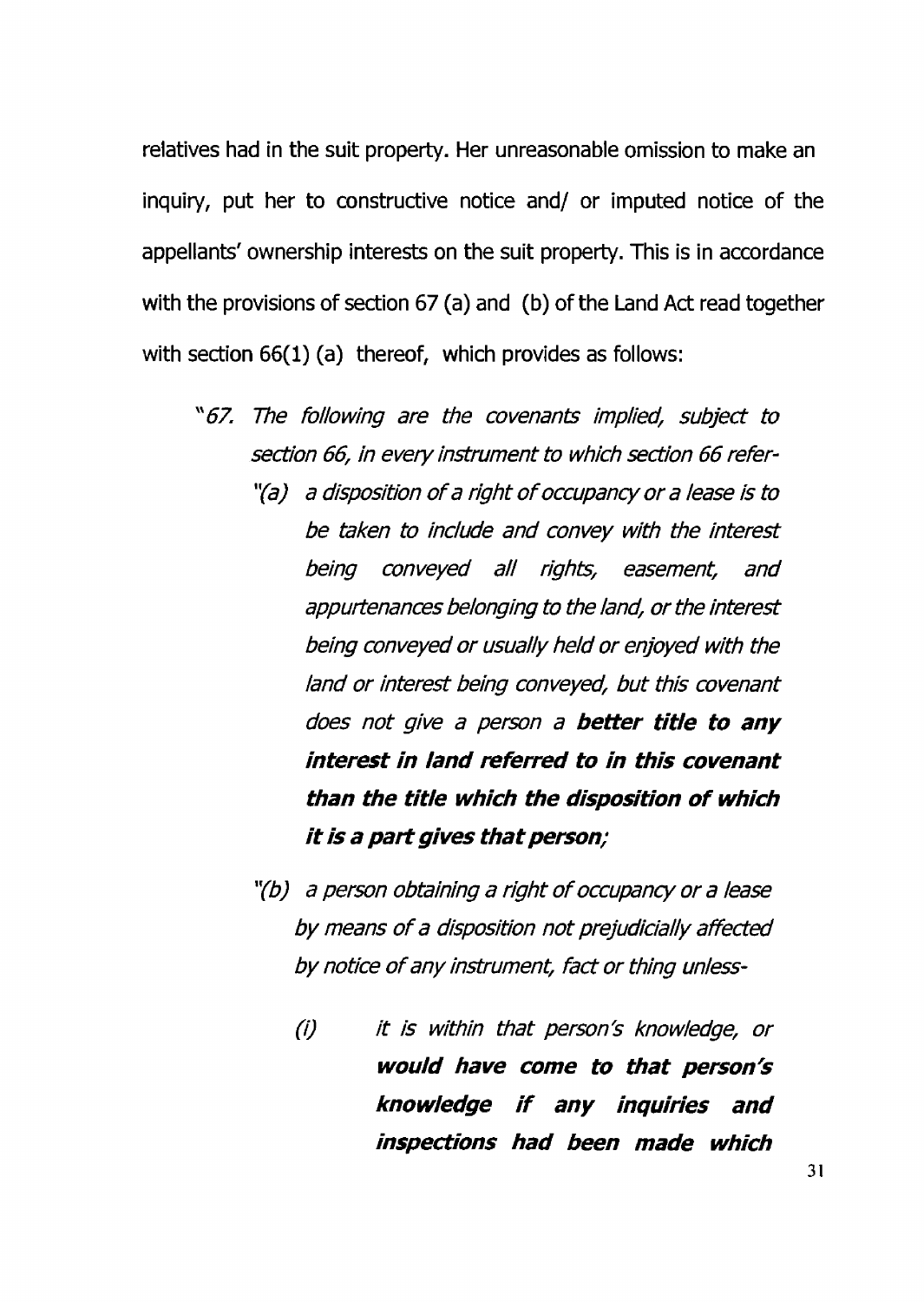relatives had in the suit property. Her unreasonable omission to make an inquiry, put her to constructive notice and/ or imputed notice of the appellants' ownership interests on the suit property. This is in accordance with the provisions of section 67 (a) and (b) of the Land Act read together with section 66(1) (a) thereof, which provides as follows:

> *"67. The following are the covenants implied, subject to section 66, in every instrument to which section 66 refer-*
>
> *"(a) a disposition of a right of occupancy or a lease is to be taken to include and convey with the interest being conveyed all rights, easement, and appurtenances belonging to the land, or the interest being conveyed or usually held or enjoyed with the land or interest being conveyed, but this covenant does not give a person a **better title to any interest in land referred to in this covenant than the title which the disposition of which it is a part gives that person**;*
>
> *"(b) a person obtaining a right of occupancy or a lease by means of a disposition not prejudicially affected by notice of any instrument, fact or thing unless-*
>
> *(i) it is within that person's knowledge, or **would have come to that person's knowledge if any inquiries and inspections had been made which***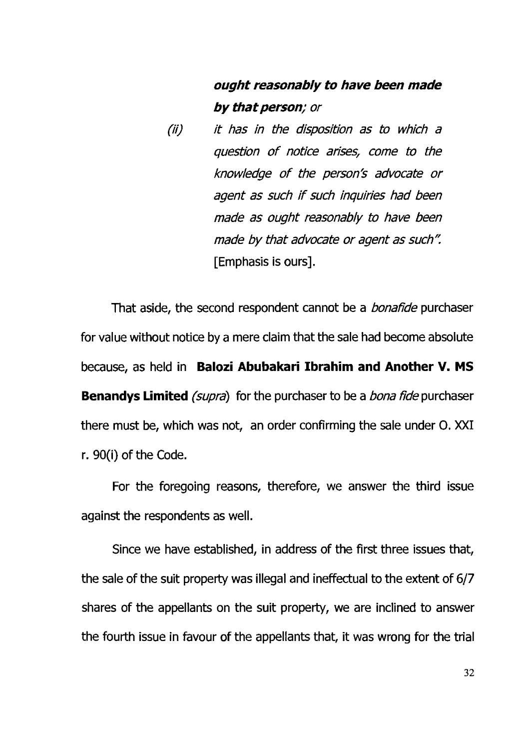> ***ought reasonably to have been made by that person***; *or*
>
> *(ii) it has in the disposition as to which a question of notice arises, come to the knowledge of the person's advocate or agent as such if such inquiries had been made as ought reasonably to have been made by that advocate or agent as such".* [Emphasis is ours].

That aside, the second respondent cannot be a *bonafide* purchaser for value without notice by a mere claim that the sale had become absolute because, as held in **Balozi Abubakari Ibrahim and Another V. MS Benandys Limited** *(supra)* for the purchaser to be a *bona fide* purchaser there must be, which was not, an order confirming the sale under O. XXI r. 90(i) of the Code.

For the foregoing reasons, therefore, we answer the third issue against the respondents as well.

Since we have established, in address of the first three issues that, the sale of the suit property was illegal and ineffectual to the extent of 6/7 shares of the appellants on the suit property, we are inclined to answer the fourth issue in favour of the appellants that, it was wrong for the trial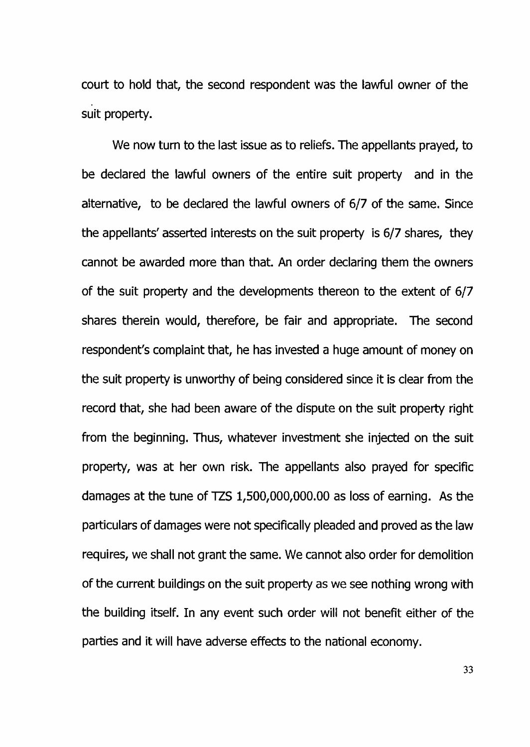court to hold that, the second respondent was the lawful owner of the suit property.

We now turn to the last issue as to reliefs. The appellants prayed, to be declared the lawful owners of the entire suit property and in the alternative, to be declared the lawful owners of 6/7 of the same. Since the appellants' asserted interests on the suit property is 6/7 shares, they cannot be awarded more than that. An order declaring them the owners of the suit property and the developments thereon to the extent of 6/7 shares therein would, therefore, be fair and appropriate. The second respondent's complaint that, he has invested a huge amount of money on the suit property is unworthy of being considered since it is clear from the record that, she had been aware of the dispute on the suit property right from the beginning. Thus, whatever investment she injected on the suit property, was at her own risk. The appellants also prayed for specific damages at the tune of TZS 1,500,000,000.00 as loss of earning. As the particulars of damages were not specifically pleaded and proved as the law requires, we shall not grant the same. We cannot also order for demolition of the current buildings on the suit property as we see nothing wrong with the building itself. In any event such order will not benefit either of the parties and it will have adverse effects to the national economy.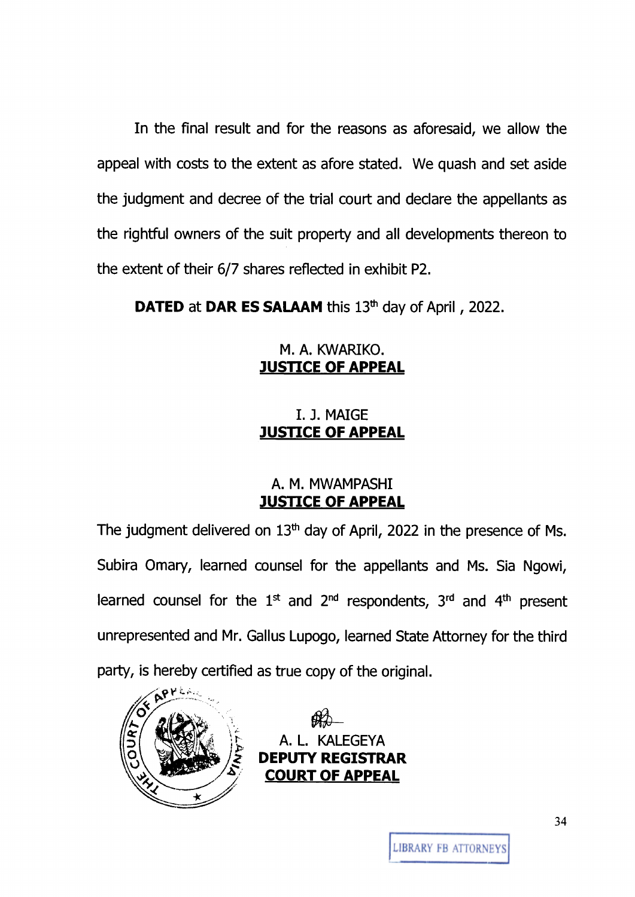In the final result and for the reasons as aforesaid, we allow the appeal with costs to the extent as afore stated. We quash and set aside the judgment and decree of the trial court and declare the appellants as the rightful owners of the suit property and all developments thereon to the extent of their 6/7 shares reflected in exhibit P2.

**DATED** at **DAR ES SALAAM** this 13th day of April , 2022.

M. A. KWARIKO.
**JUSTICE OF APPEAL**

I. J. MAIGE
**JUSTICE OF APPEAL**

A. M. MWAMPASHI
**JUSTICE OF APPEAL**

The judgment delivered on 13th day of April, 2022 in the presence of Ms. Subira Omary, learned counsel for the appellants and Ms. Sia Ngowi, learned counsel for the 1st and 2nd respondents, 3rd and 4th present unrepresented and Mr. Gallus Lupogo, learned State Attorney for the third party, is hereby certified as true copy of the original.

A. L. KALEGEYA
**DEPUTY REGISTRAR**
**COURT OF APPEAL**

LIBRARY FB ATTORNEYS